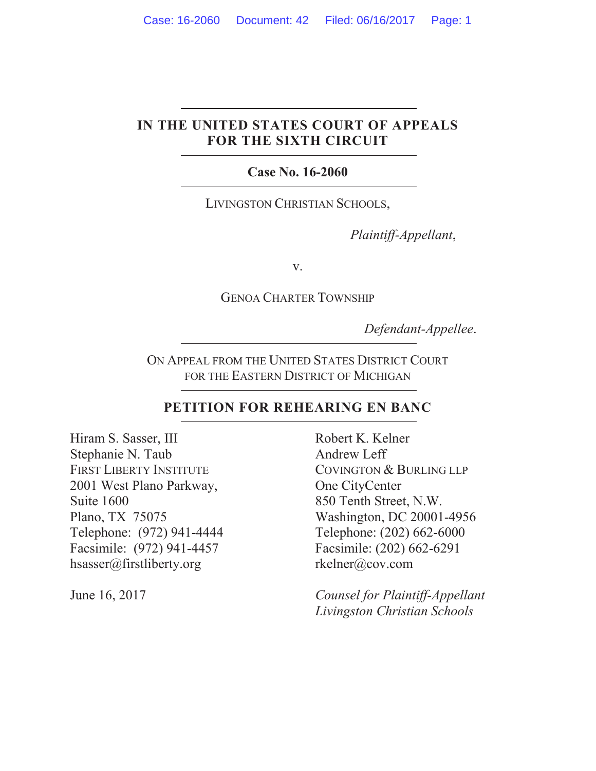**IN THE UNITED STATES COURT OF APPEALS FOR THE SIXTH CIRCUIT**

**Case No. 16-2060**

LIVINGSTON CHRISTIAN SCHOOLS,

*Plaintiff-Appellant*,

v.

GENOA CHARTER TOWNSHIP

*Defendant-Appellee*.

ON APPEAL FROM THE UNITED STATES DISTRICT COURT FOR THE EASTERN DISTRICT OF MICHIGAN

**PETITION FOR REHEARING EN BANC**

Hiram S. Sasser, III
Stephanie N. Taub
FIRST LIBERTY INSTITUTE
2001 West Plano Parkway,
Suite 1600
Plano, TX 75075
Telephone: (972) 941-4444
Facsimile: (972) 941-4457
hsasser@firstliberty.org

Robert K. Kelner
Andrew Leff
COVINGTON & BURLING LLP
One CityCenter
850 Tenth Street, N.W.
Washington, DC 20001-4956
Telephone: (202) 662-6000
Facsimile: (202) 662-6291
rkelner@cov.com

June 16, 2017

*Counsel for Plaintiff-Appellant Livingston Christian Schools*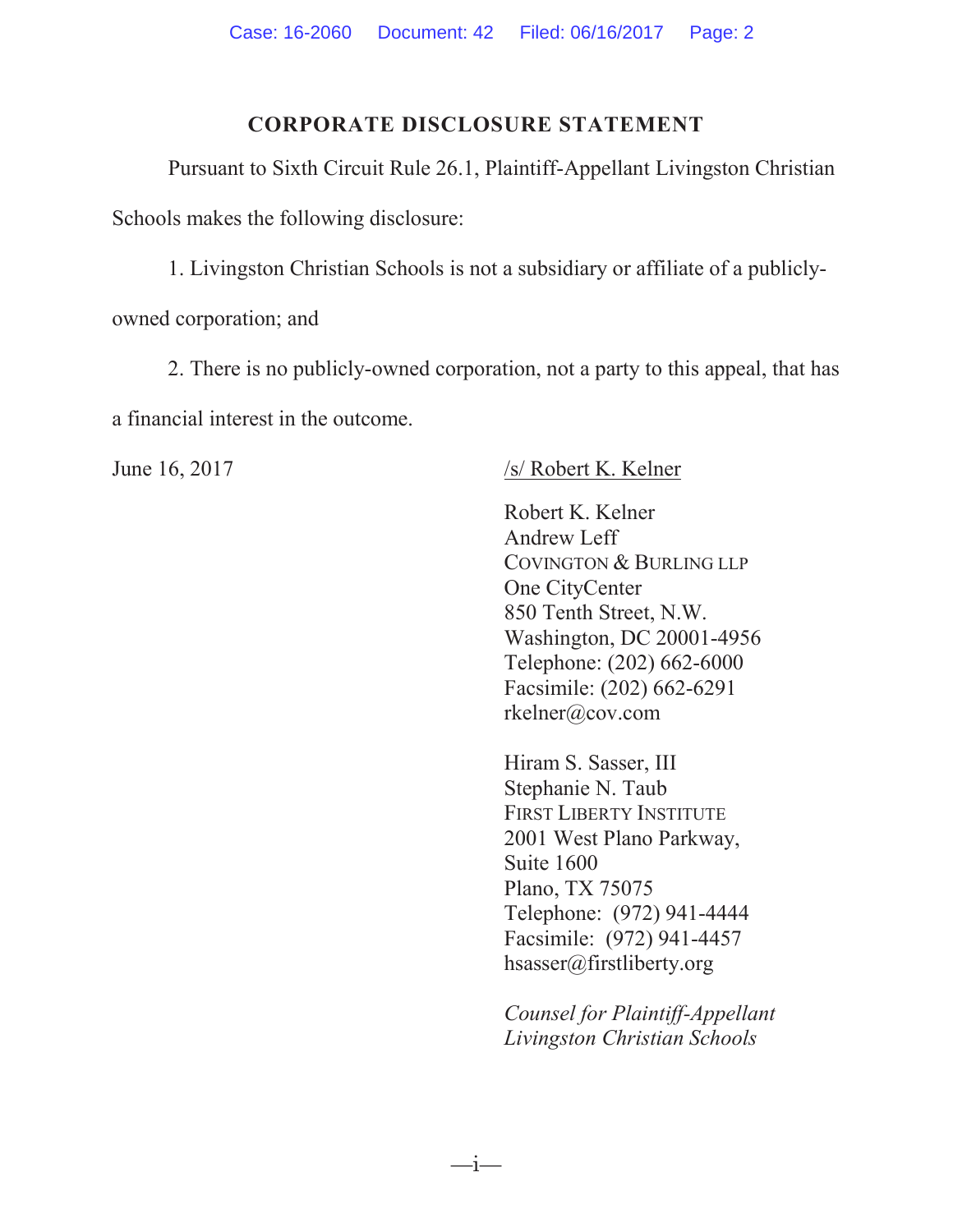# CORPORATE DISCLOSURE STATEMENT

Pursuant to Sixth Circuit Rule 26.1, Plaintiff-Appellant Livingston Christian Schools makes the following disclosure:

1. Livingston Christian Schools is not a subsidiary or affiliate of a publicly-owned corporation; and

2. There is no publicly-owned corporation, not a party to this appeal, that has a financial interest in the outcome.

June 16, 2017

/s/ Robert K. Kelner

Robert K. Kelner
Andrew Leff
COVINGTON & BURLING LLP
One CityCenter
850 Tenth Street, N.W.
Washington, DC 20001-4956
Telephone: (202) 662-6000
Facsimile: (202) 662-6291
rkelner@cov.com

Hiram S. Sasser, III
Stephanie N. Taub
FIRST LIBERTY INSTITUTE
2001 West Plano Parkway,
Suite 1600
Plano, TX 75075
Telephone: (972) 941-4444
Facsimile: (972) 941-4457
hsasser@firstliberty.org

*Counsel for Plaintiff-Appellant Livingston Christian Schools*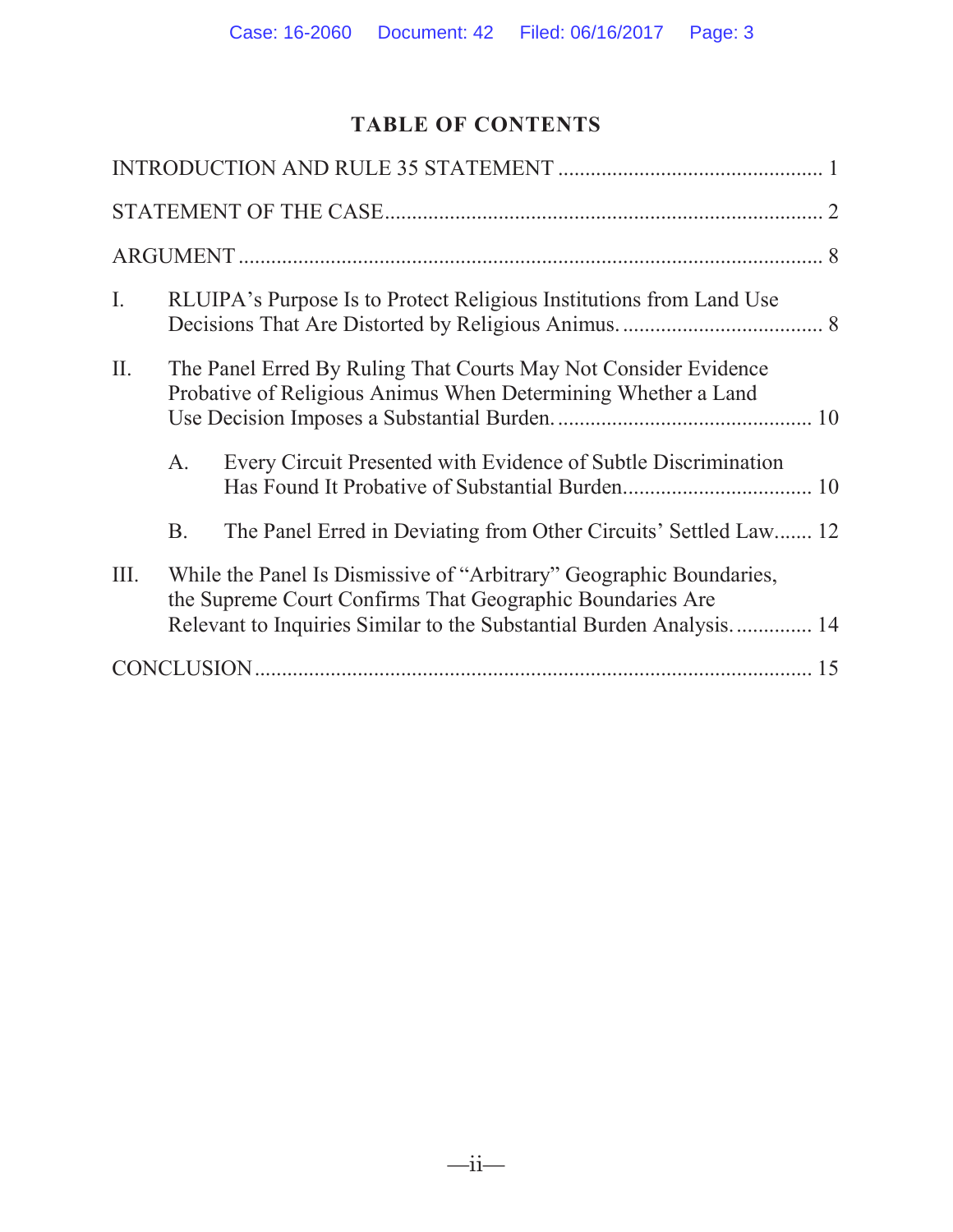## TABLE OF CONTENTS

INTRODUCTION AND RULE 35 STATEMENT ................................................ 1

STATEMENT OF THE CASE................................................................................ 2

ARGUMENT ........................................................................................................... 8

I. RLUIPA's Purpose Is to Protect Religious Institutions from Land Use Decisions That Are Distorted by Religious Animus. .................................... 8

II. The Panel Erred By Ruling That Courts May Not Consider Evidence Probative of Religious Animus When Determining Whether a Land Use Decision Imposes a Substantial Burden. ............................................... 10

   A. Every Circuit Presented with Evidence of Subtle Discrimination Has Found It Probative of Substantial Burden.................................. 10

   B. The Panel Erred in Deviating from Other Circuits' Settled Law....... 12

III. While the Panel Is Dismissive of "Arbitrary" Geographic Boundaries, the Supreme Court Confirms That Geographic Boundaries Are Relevant to Inquiries Similar to the Substantial Burden Analysis. ............. 14

CONCLUSION ..................................................................................................... 15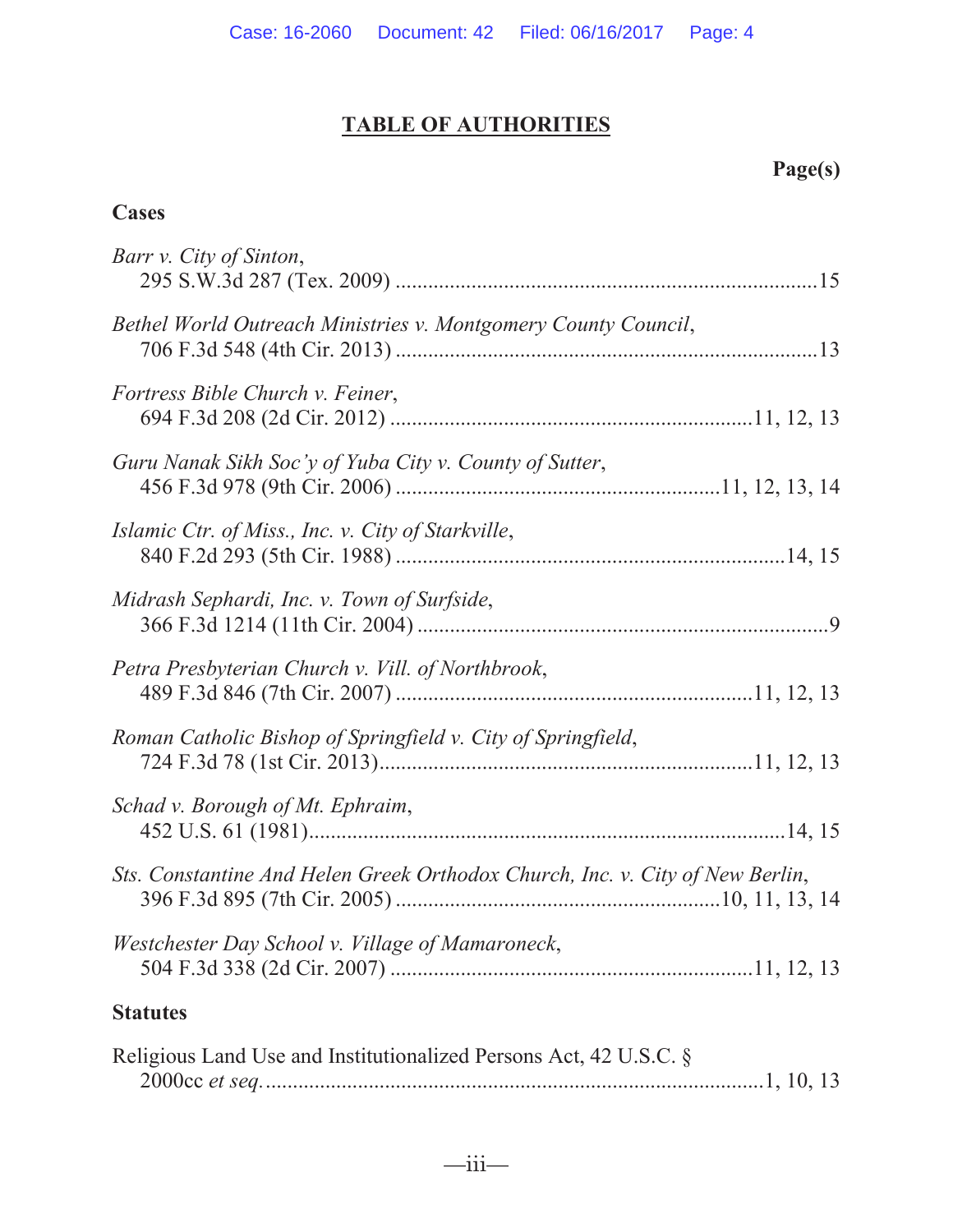# TABLE OF AUTHORITIES

**Page(s)**

**Cases**

*Barr v. City of Sinton*,
295 S.W.3d 287 (Tex. 2009) ....................15

*Bethel World Outreach Ministries v. Montgomery County Council*,
706 F.3d 548 (4th Cir. 2013) ....................13

*Fortress Bible Church v. Feiner*,
694 F.3d 208 (2d Cir. 2012) ....................11, 12, 13

*Guru Nanak Sikh Soc'y of Yuba City v. County of Sutter*,
456 F.3d 978 (9th Cir. 2006) ....................11, 12, 13, 14

*Islamic Ctr. of Miss., Inc. v. City of Starkville*,
840 F.2d 293 (5th Cir. 1988) ....................14, 15

*Midrash Sephardi, Inc. v. Town of Surfside*,
366 F.3d 1214 (11th Cir. 2004) ....................9

*Petra Presbyterian Church v. Vill. of Northbrook*,
489 F.3d 846 (7th Cir. 2007) ....................11, 12, 13

*Roman Catholic Bishop of Springfield v. City of Springfield*,
724 F.3d 78 (1st Cir. 2013)....................11, 12, 13

*Schad v. Borough of Mt. Ephraim*,
452 U.S. 61 (1981)....................14, 15

*Sts. Constantine And Helen Greek Orthodox Church, Inc. v. City of New Berlin*,
396 F.3d 895 (7th Cir. 2005) ....................10, 11, 13, 14

*Westchester Day School v. Village of Mamaroneck*,
504 F.3d 338 (2d Cir. 2007) ....................11, 12, 13

**Statutes**

Religious Land Use and Institutionalized Persons Act, 42 U.S.C. § 2000cc *et seq.*....................1, 10, 13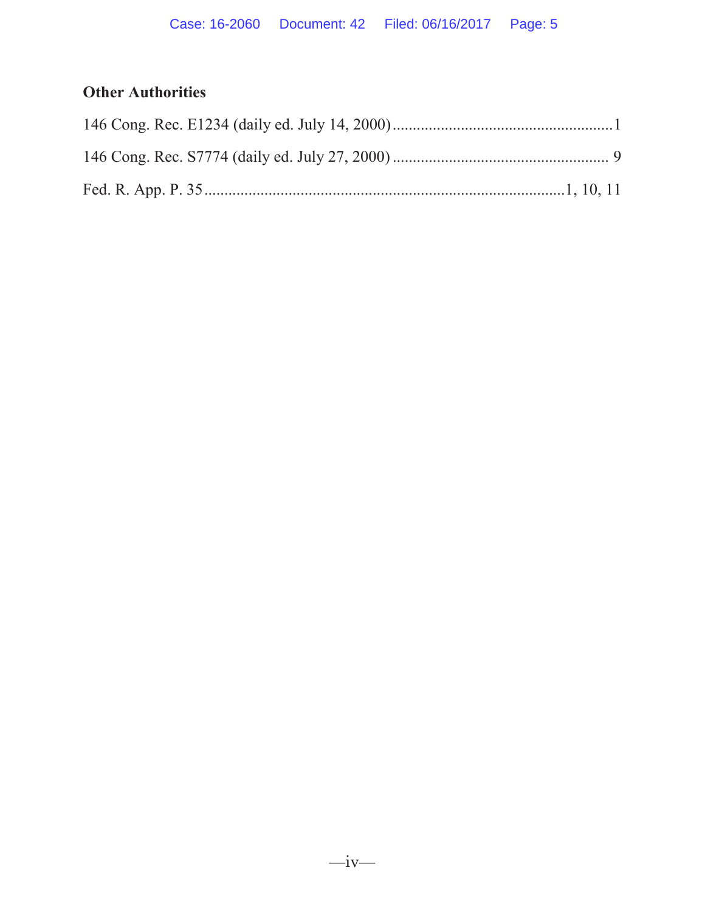## Other Authorities

146 Cong. Rec. E1234 (daily ed. July 14, 2000) ....................................................... 1

146 Cong. Rec. S7774 (daily ed. July 27, 2000) ...................................................... 9

Fed. R. App. P. 35 ......................................................................................... 1, 10, 11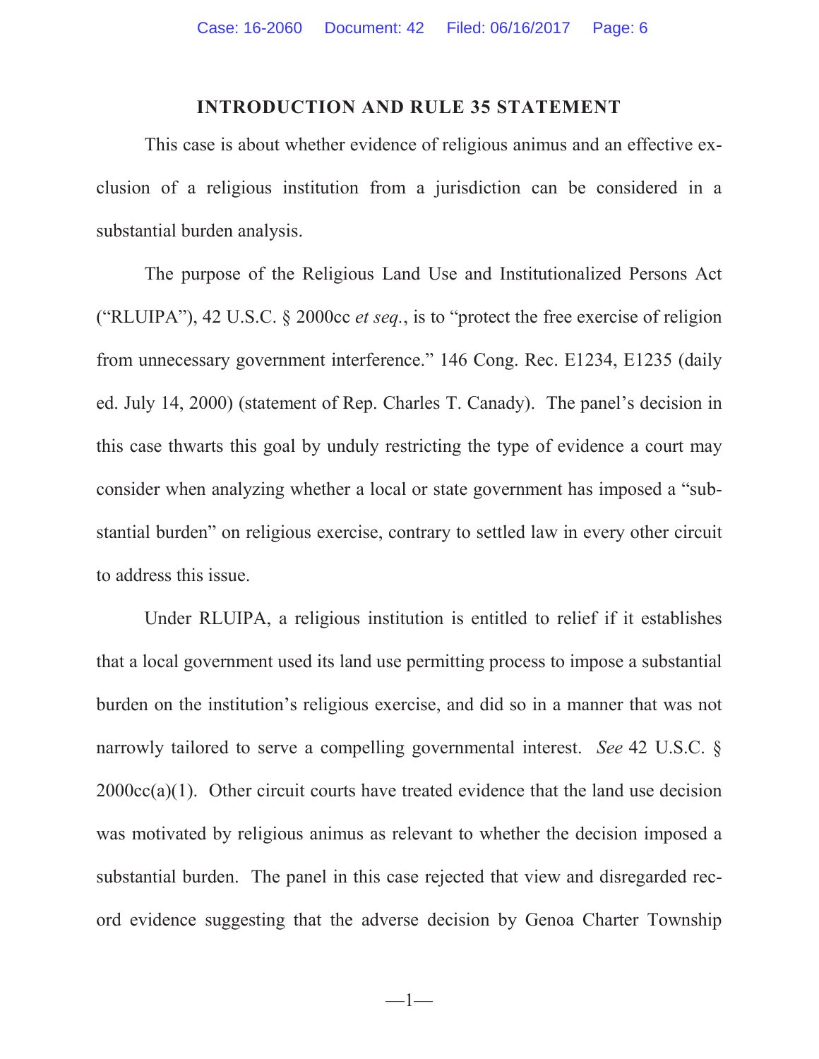## INTRODUCTION AND RULE 35 STATEMENT

This case is about whether evidence of religious animus and an effective exclusion of a religious institution from a jurisdiction can be considered in a substantial burden analysis.

The purpose of the Religious Land Use and Institutionalized Persons Act ("RLUIPA"), 42 U.S.C. § 2000cc *et seq.*, is to "protect the free exercise of religion from unnecessary government interference." 146 Cong. Rec. E1234, E1235 (daily ed. July 14, 2000) (statement of Rep. Charles T. Canady). The panel's decision in this case thwarts this goal by unduly restricting the type of evidence a court may consider when analyzing whether a local or state government has imposed a "substantial burden" on religious exercise, contrary to settled law in every other circuit to address this issue.

Under RLUIPA, a religious institution is entitled to relief if it establishes that a local government used its land use permitting process to impose a substantial burden on the institution's religious exercise, and did so in a manner that was not narrowly tailored to serve a compelling governmental interest. *See* 42 U.S.C. § 2000cc(a)(1). Other circuit courts have treated evidence that the land use decision was motivated by religious animus as relevant to whether the decision imposed a substantial burden. The panel in this case rejected that view and disregarded record evidence suggesting that the adverse decision by Genoa Charter Township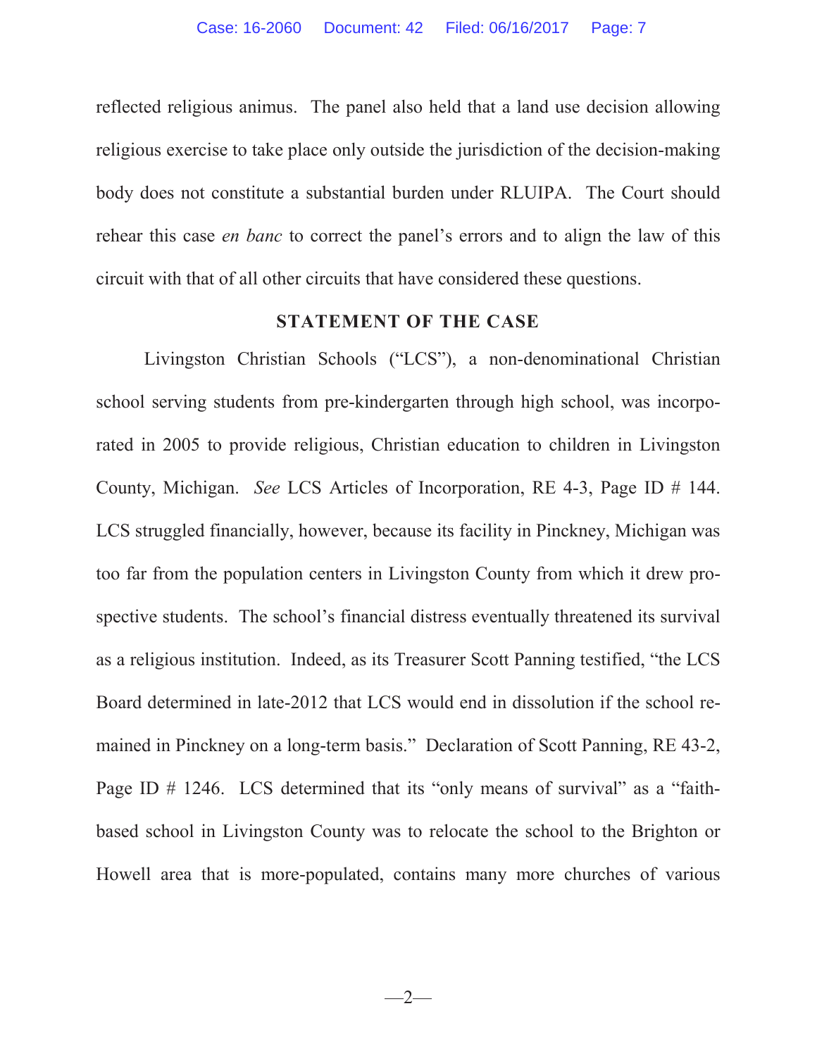reflected religious animus. The panel also held that a land use decision allowing religious exercise to take place only outside the jurisdiction of the decision-making body does not constitute a substantial burden under RLUIPA. The Court should rehear this case *en banc* to correct the panel's errors and to align the law of this circuit with that of all other circuits that have considered these questions.

## STATEMENT OF THE CASE

Livingston Christian Schools ("LCS"), a non-denominational Christian school serving students from pre-kindergarten through high school, was incorporated in 2005 to provide religious, Christian education to children in Livingston County, Michigan. *See* LCS Articles of Incorporation, RE 4-3, Page ID # 144. LCS struggled financially, however, because its facility in Pinckney, Michigan was too far from the population centers in Livingston County from which it drew prospective students. The school's financial distress eventually threatened its survival as a religious institution. Indeed, as its Treasurer Scott Panning testified, "the LCS Board determined in late-2012 that LCS would end in dissolution if the school remained in Pinckney on a long-term basis." Declaration of Scott Panning, RE 43-2, Page ID # 1246. LCS determined that its "only means of survival" as a "faith-based school in Livingston County was to relocate the school to the Brighton or Howell area that is more-populated, contains many more churches of various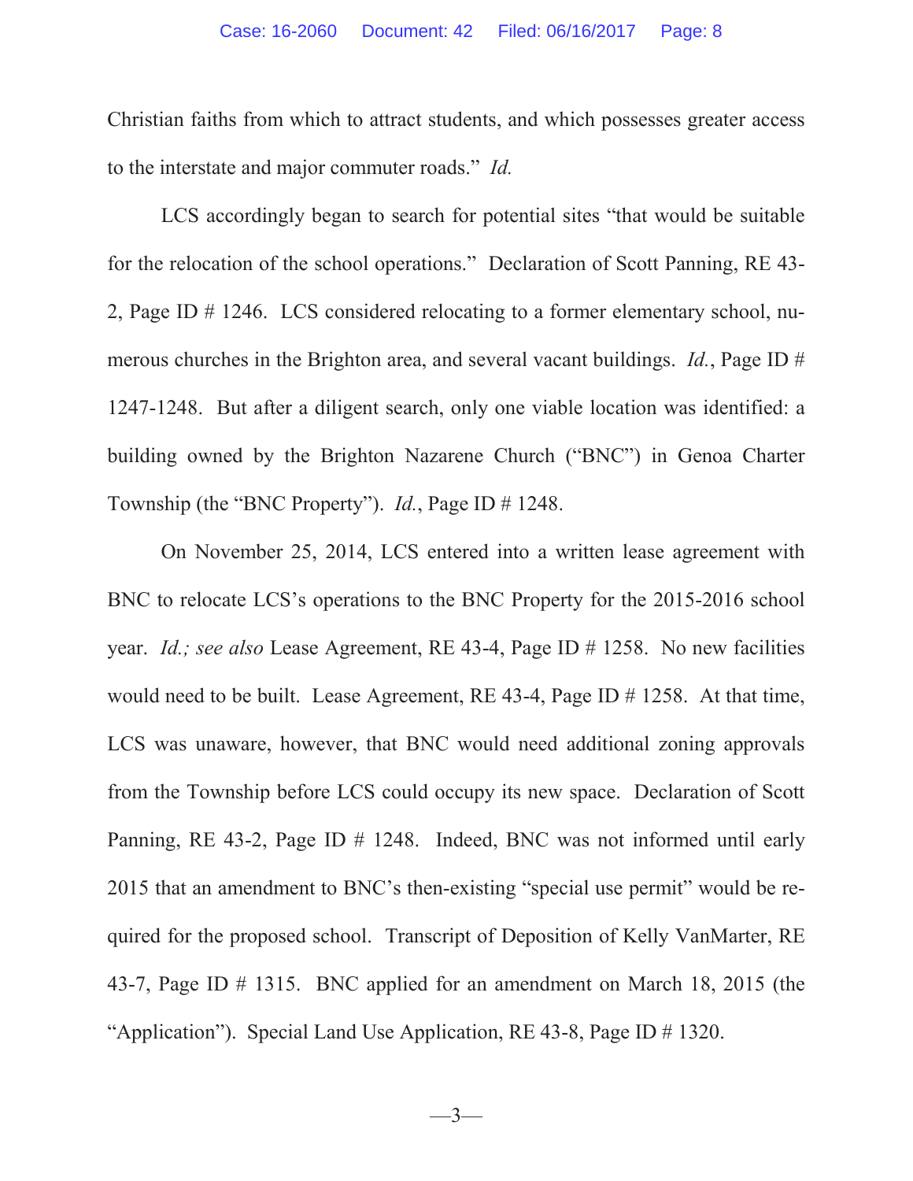Christian faiths from which to attract students, and which possesses greater access to the interstate and major commuter roads." *Id.*

LCS accordingly began to search for potential sites "that would be suitable for the relocation of the school operations." Declaration of Scott Panning, RE 43-2, Page ID # 1246. LCS considered relocating to a former elementary school, numerous churches in the Brighton area, and several vacant buildings. *Id.*, Page ID # 1247-1248. But after a diligent search, only one viable location was identified: a building owned by the Brighton Nazarene Church ("BNC") in Genoa Charter Township (the "BNC Property"). *Id.*, Page ID # 1248.

On November 25, 2014, LCS entered into a written lease agreement with BNC to relocate LCS's operations to the BNC Property for the 2015-2016 school year. *Id.; see also* Lease Agreement, RE 43-4, Page ID # 1258. No new facilities would need to be built. Lease Agreement, RE 43-4, Page ID # 1258. At that time, LCS was unaware, however, that BNC would need additional zoning approvals from the Township before LCS could occupy its new space. Declaration of Scott Panning, RE 43-2, Page ID # 1248. Indeed, BNC was not informed until early 2015 that an amendment to BNC's then-existing "special use permit" would be required for the proposed school. Transcript of Deposition of Kelly VanMarter, RE 43-7, Page ID # 1315. BNC applied for an amendment on March 18, 2015 (the "Application"). Special Land Use Application, RE 43-8, Page ID # 1320.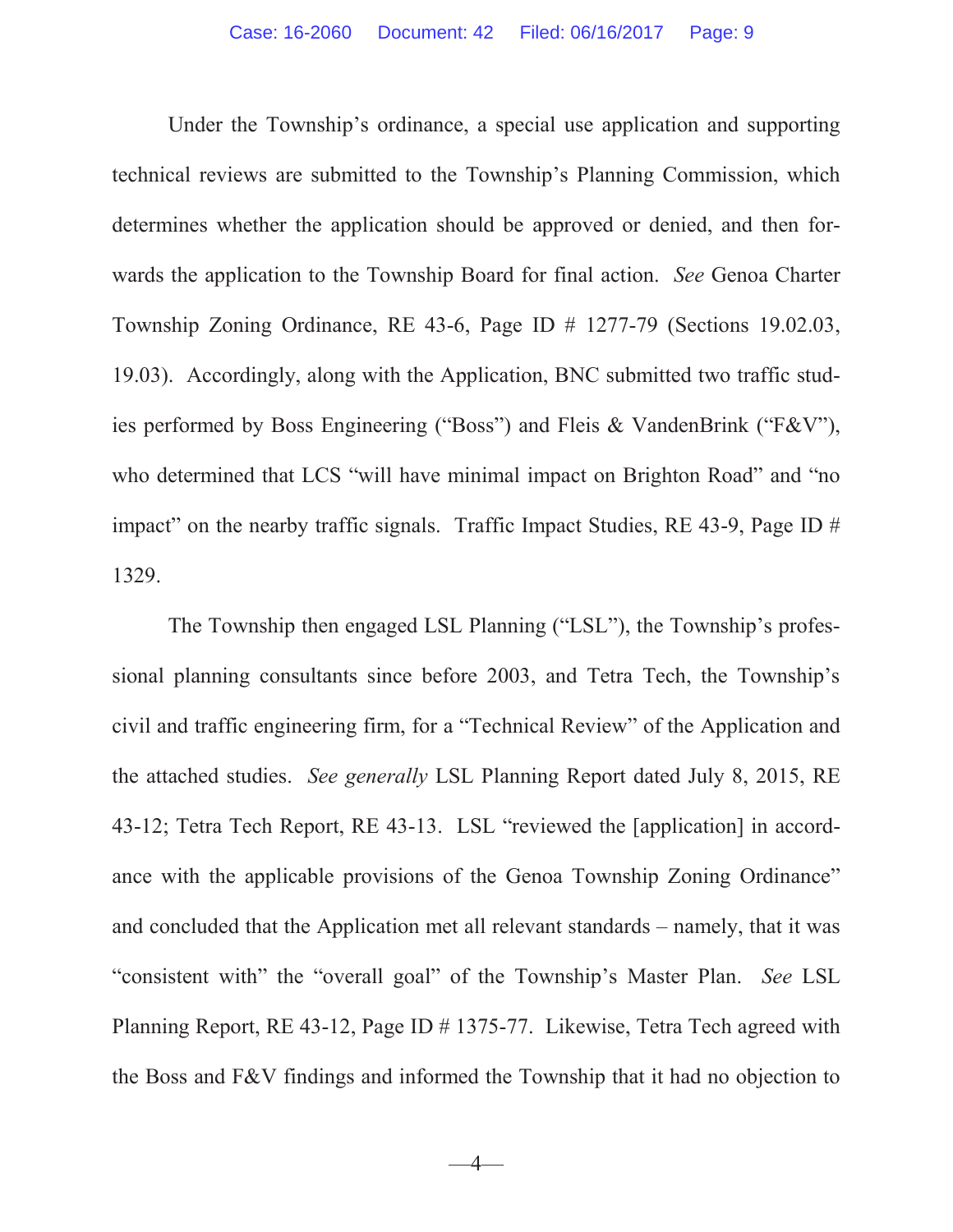Under the Township's ordinance, a special use application and supporting technical reviews are submitted to the Township's Planning Commission, which determines whether the application should be approved or denied, and then forwards the application to the Township Board for final action. *See* Genoa Charter Township Zoning Ordinance, RE 43-6, Page ID # 1277-79 (Sections 19.02.03, 19.03). Accordingly, along with the Application, BNC submitted two traffic studies performed by Boss Engineering ("Boss") and Fleis & VandenBrink ("F&V"), who determined that LCS "will have minimal impact on Brighton Road" and "no impact" on the nearby traffic signals. Traffic Impact Studies, RE 43-9, Page ID # 1329.

The Township then engaged LSL Planning ("LSL"), the Township's professional planning consultants since before 2003, and Tetra Tech, the Township's civil and traffic engineering firm, for a "Technical Review" of the Application and the attached studies. *See generally* LSL Planning Report dated July 8, 2015, RE 43-12; Tetra Tech Report, RE 43-13. LSL "reviewed the [application] in accordance with the applicable provisions of the Genoa Township Zoning Ordinance" and concluded that the Application met all relevant standards – namely, that it was "consistent with" the "overall goal" of the Township's Master Plan. *See* LSL Planning Report, RE 43-12, Page ID # 1375-77. Likewise, Tetra Tech agreed with the Boss and F&V findings and informed the Township that it had no objection to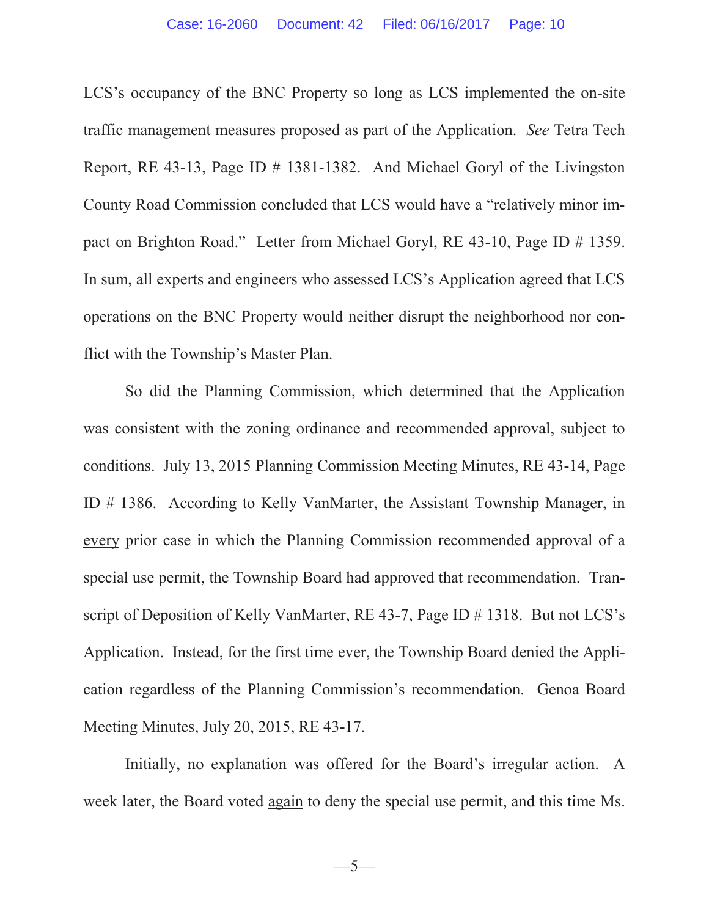LCS's occupancy of the BNC Property so long as LCS implemented the on-site traffic management measures proposed as part of the Application. *See* Tetra Tech Report, RE 43-13, Page ID # 1381-1382. And Michael Goryl of the Livingston County Road Commission concluded that LCS would have a "relatively minor impact on Brighton Road." Letter from Michael Goryl, RE 43-10, Page ID # 1359. In sum, all experts and engineers who assessed LCS's Application agreed that LCS operations on the BNC Property would neither disrupt the neighborhood nor conflict with the Township's Master Plan.

So did the Planning Commission, which determined that the Application was consistent with the zoning ordinance and recommended approval, subject to conditions. July 13, 2015 Planning Commission Meeting Minutes, RE 43-14, Page ID # 1386. According to Kelly VanMarter, the Assistant Township Manager, in <u>every</u> prior case in which the Planning Commission recommended approval of a special use permit, the Township Board had approved that recommendation. Transcript of Deposition of Kelly VanMarter, RE 43-7, Page ID # 1318. But not LCS's Application. Instead, for the first time ever, the Township Board denied the Application regardless of the Planning Commission's recommendation. Genoa Board Meeting Minutes, July 20, 2015, RE 43-17.

Initially, no explanation was offered for the Board's irregular action. A week later, the Board voted <u>again</u> to deny the special use permit, and this time Ms.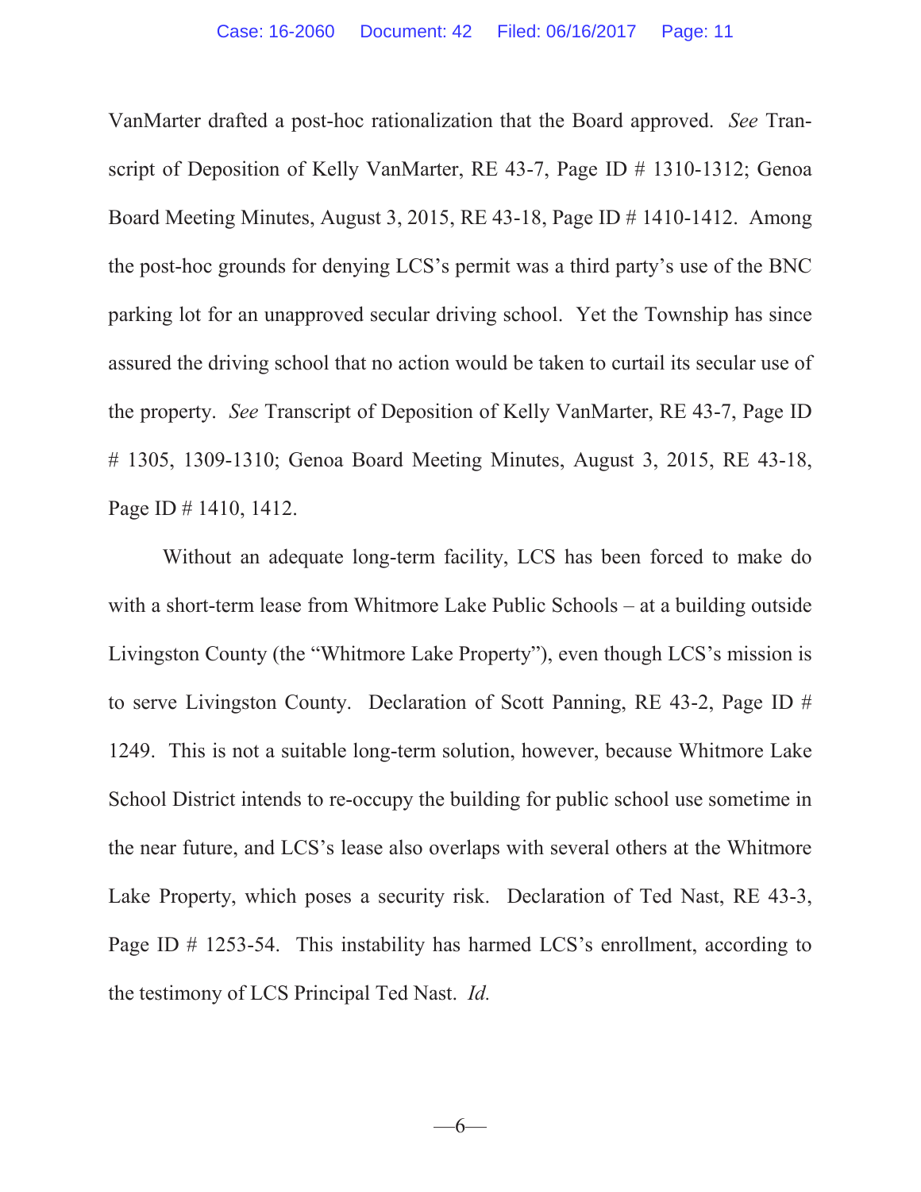VanMarter drafted a post-hoc rationalization that the Board approved. *See* Transcript of Deposition of Kelly VanMarter, RE 43-7, Page ID # 1310-1312; Genoa Board Meeting Minutes, August 3, 2015, RE 43-18, Page ID # 1410-1412. Among the post-hoc grounds for denying LCS's permit was a third party's use of the BNC parking lot for an unapproved secular driving school. Yet the Township has since assured the driving school that no action would be taken to curtail its secular use of the property. *See* Transcript of Deposition of Kelly VanMarter, RE 43-7, Page ID # 1305, 1309-1310; Genoa Board Meeting Minutes, August 3, 2015, RE 43-18, Page ID # 1410, 1412.

Without an adequate long-term facility, LCS has been forced to make do with a short-term lease from Whitmore Lake Public Schools – at a building outside Livingston County (the "Whitmore Lake Property"), even though LCS's mission is to serve Livingston County. Declaration of Scott Panning, RE 43-2, Page ID # 1249. This is not a suitable long-term solution, however, because Whitmore Lake School District intends to re-occupy the building for public school use sometime in the near future, and LCS's lease also overlaps with several others at the Whitmore Lake Property, which poses a security risk. Declaration of Ted Nast, RE 43-3, Page ID # 1253-54. This instability has harmed LCS's enrollment, according to the testimony of LCS Principal Ted Nast. *Id.*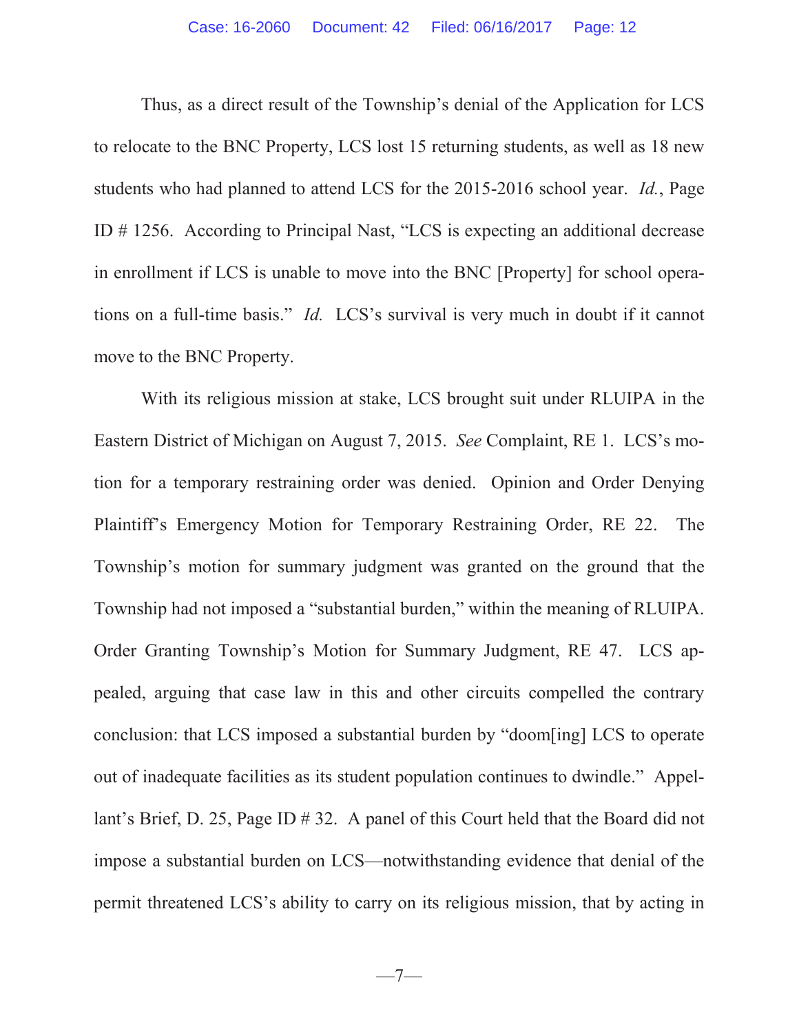Thus, as a direct result of the Township's denial of the Application for LCS to relocate to the BNC Property, LCS lost 15 returning students, as well as 18 new students who had planned to attend LCS for the 2015-2016 school year. *Id.*, Page ID # 1256. According to Principal Nast, "LCS is expecting an additional decrease in enrollment if LCS is unable to move into the BNC [Property] for school operations on a full-time basis." *Id.* LCS's survival is very much in doubt if it cannot move to the BNC Property.

With its religious mission at stake, LCS brought suit under RLUIPA in the Eastern District of Michigan on August 7, 2015. *See* Complaint, RE 1. LCS's motion for a temporary restraining order was denied. Opinion and Order Denying Plaintiff's Emergency Motion for Temporary Restraining Order, RE 22. The Township's motion for summary judgment was granted on the ground that the Township had not imposed a "substantial burden," within the meaning of RLUIPA. Order Granting Township's Motion for Summary Judgment, RE 47. LCS appealed, arguing that case law in this and other circuits compelled the contrary conclusion: that LCS imposed a substantial burden by "doom[ing] LCS to operate out of inadequate facilities as its student population continues to dwindle." Appellant's Brief, D. 25, Page ID # 32. A panel of this Court held that the Board did not impose a substantial burden on LCS—notwithstanding evidence that denial of the permit threatened LCS's ability to carry on its religious mission, that by acting in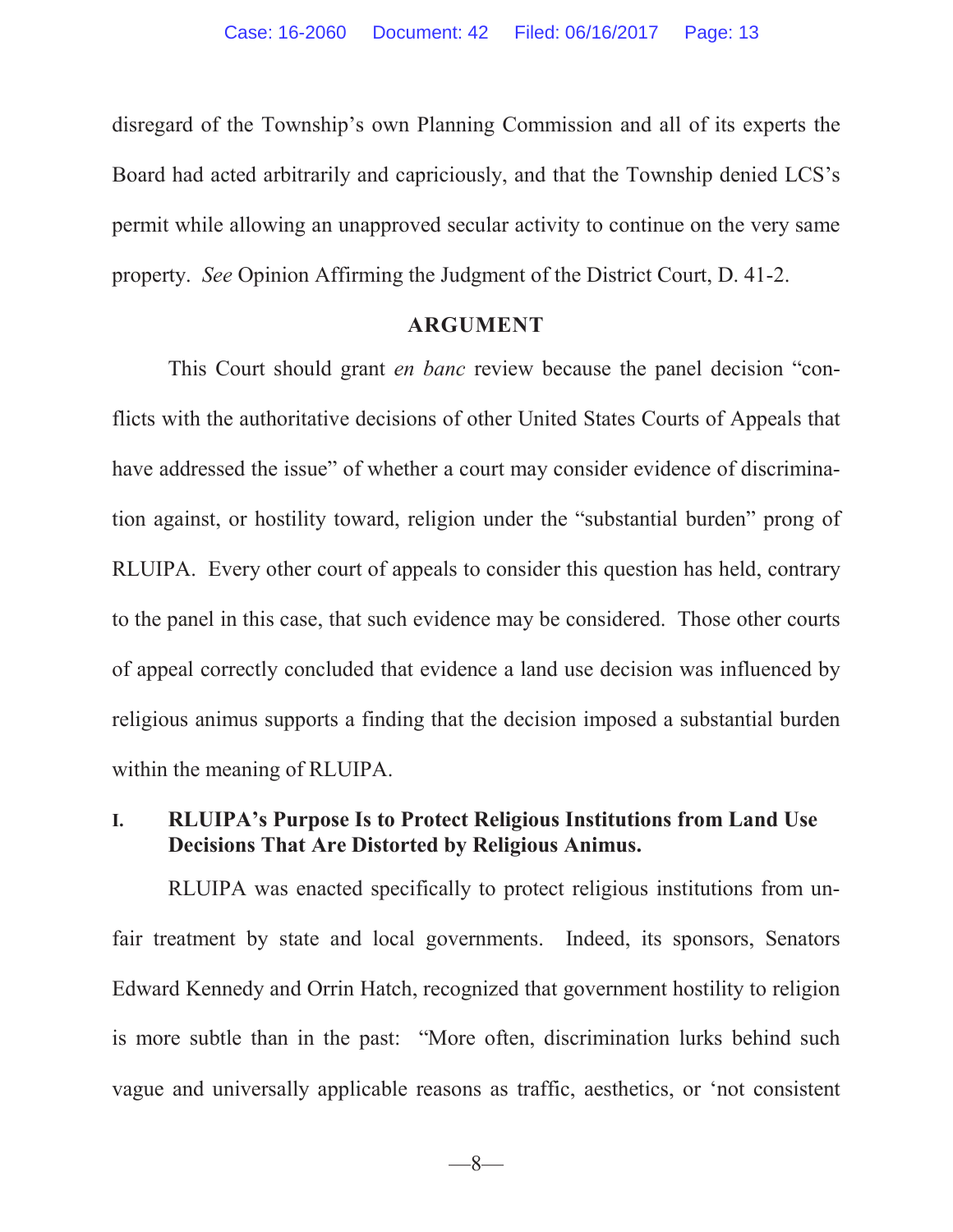disregard of the Township's own Planning Commission and all of its experts the Board had acted arbitrarily and capriciously, and that the Township denied LCS's permit while allowing an unapproved secular activity to continue on the very same property. *See* Opinion Affirming the Judgment of the District Court, D. 41-2.

## ARGUMENT

This Court should grant *en banc* review because the panel decision "conflicts with the authoritative decisions of other United States Courts of Appeals that have addressed the issue" of whether a court may consider evidence of discrimination against, or hostility toward, religion under the "substantial burden" prong of RLUIPA. Every other court of appeals to consider this question has held, contrary to the panel in this case, that such evidence may be considered. Those other courts of appeal correctly concluded that evidence a land use decision was influenced by religious animus supports a finding that the decision imposed a substantial burden within the meaning of RLUIPA.

### I. RLUIPA's Purpose Is to Protect Religious Institutions from Land Use Decisions That Are Distorted by Religious Animus.

RLUIPA was enacted specifically to protect religious institutions from unfair treatment by state and local governments. Indeed, its sponsors, Senators Edward Kennedy and Orrin Hatch, recognized that government hostility to religion is more subtle than in the past: "More often, discrimination lurks behind such vague and universally applicable reasons as traffic, aesthetics, or 'not consistent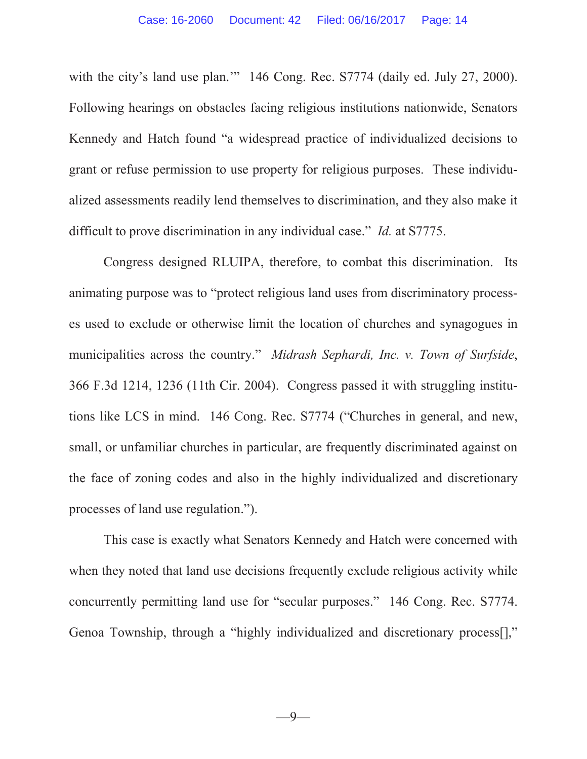with the city's land use plan.'" 146 Cong. Rec. S7774 (daily ed. July 27, 2000). Following hearings on obstacles facing religious institutions nationwide, Senators Kennedy and Hatch found "a widespread practice of individualized decisions to grant or refuse permission to use property for religious purposes. These individualized assessments readily lend themselves to discrimination, and they also make it difficult to prove discrimination in any individual case." *Id.* at S7775.

Congress designed RLUIPA, therefore, to combat this discrimination. Its animating purpose was to "protect religious land uses from discriminatory processes used to exclude or otherwise limit the location of churches and synagogues in municipalities across the country." *Midrash Sephardi, Inc. v. Town of Surfside*, 366 F.3d 1214, 1236 (11th Cir. 2004). Congress passed it with struggling institutions like LCS in mind. 146 Cong. Rec. S7774 ("Churches in general, and new, small, or unfamiliar churches in particular, are frequently discriminated against on the face of zoning codes and also in the highly individualized and discretionary processes of land use regulation.").

This case is exactly what Senators Kennedy and Hatch were concerned with when they noted that land use decisions frequently exclude religious activity while concurrently permitting land use for "secular purposes." 146 Cong. Rec. S7774. Genoa Township, through a "highly individualized and discretionary process[],"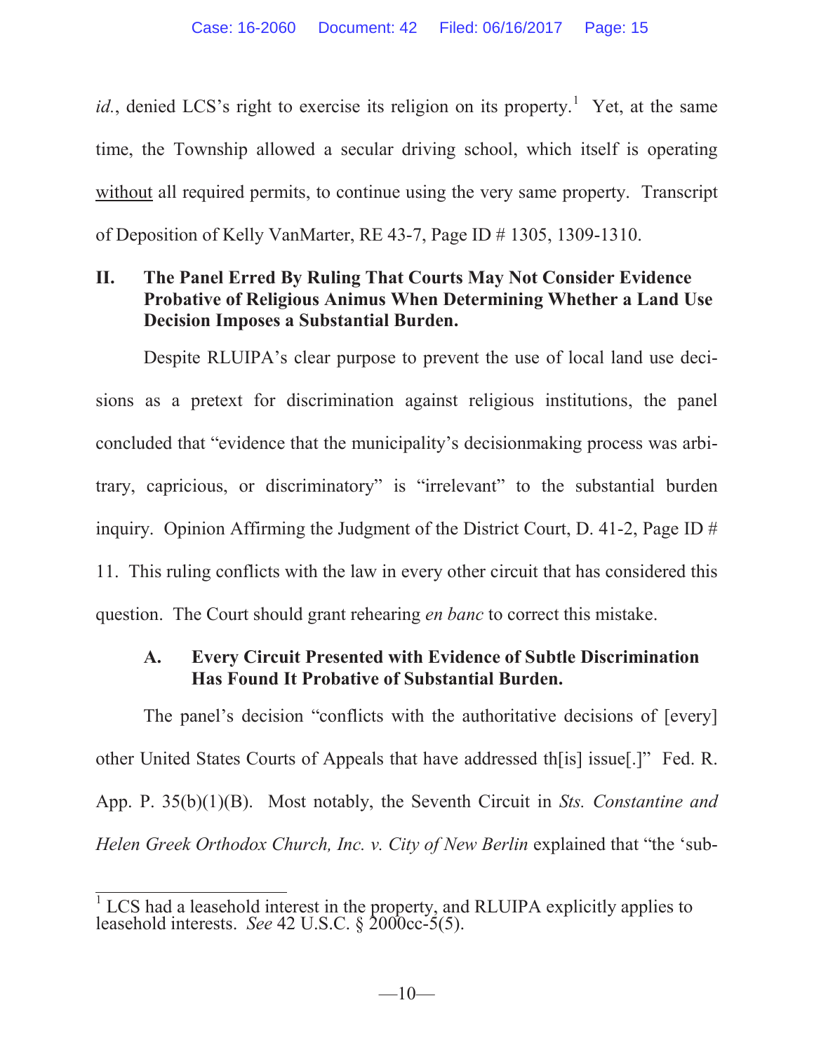*id.*, denied LCS's right to exercise its religion on its property.[1] Yet, at the same time, the Township allowed a secular driving school, which itself is operating without all required permits, to continue using the very same property. Transcript of Deposition of Kelly VanMarter, RE 43-7, Page ID # 1305, 1309-1310.

## II. The Panel Erred By Ruling That Courts May Not Consider Evidence Probative of Religious Animus When Determining Whether a Land Use Decision Imposes a Substantial Burden.

Despite RLUIPA's clear purpose to prevent the use of local land use decisions as a pretext for discrimination against religious institutions, the panel concluded that "evidence that the municipality's decisionmaking process was arbitrary, capricious, or discriminatory" is "irrelevant" to the substantial burden inquiry. Opinion Affirming the Judgment of the District Court, D. 41-2, Page ID # 11. This ruling conflicts with the law in every other circuit that has considered this question. The Court should grant rehearing *en banc* to correct this mistake.

### A. Every Circuit Presented with Evidence of Subtle Discrimination Has Found It Probative of Substantial Burden.

The panel's decision "conflicts with the authoritative decisions of [every] other United States Courts of Appeals that have addressed th[is] issue[.]" Fed. R. App. P. 35(b)(1)(B). Most notably, the Seventh Circuit in *Sts. Constantine and Helen Greek Orthodox Church, Inc. v. City of New Berlin* explained that "the 'sub-

---

[1] LCS had a leasehold interest in the property, and RLUIPA explicitly applies to leasehold interests. *See* 42 U.S.C. § 2000cc-5(5).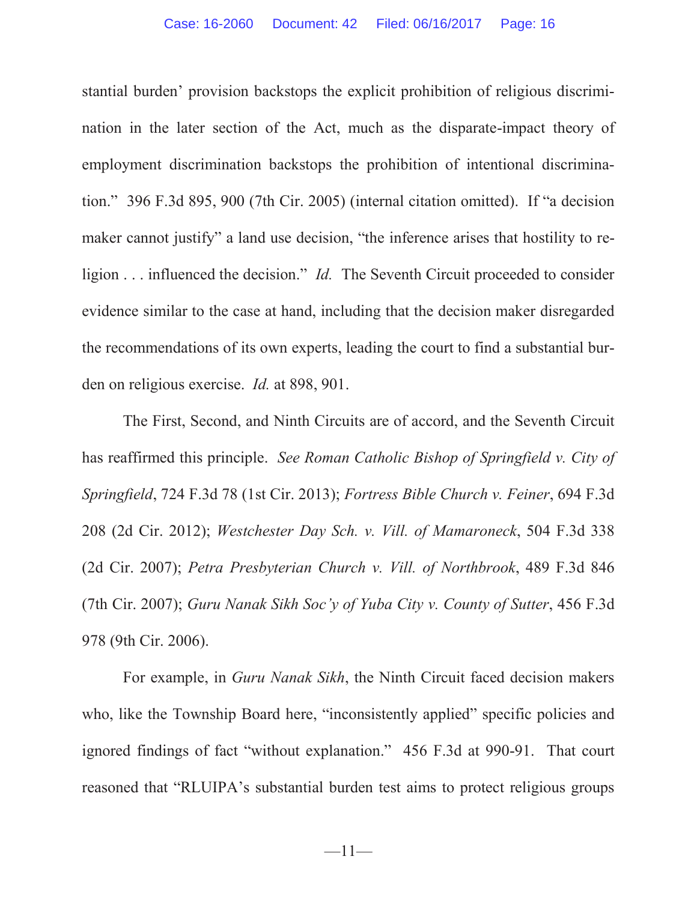stantial burden' provision backstops the explicit prohibition of religious discrimination in the later section of the Act, much as the disparate-impact theory of employment discrimination backstops the prohibition of intentional discrimination." 396 F.3d 895, 900 (7th Cir. 2005) (internal citation omitted). If "a decision maker cannot justify" a land use decision, "the inference arises that hostility to religion . . . influenced the decision." *Id.* The Seventh Circuit proceeded to consider evidence similar to the case at hand, including that the decision maker disregarded the recommendations of its own experts, leading the court to find a substantial burden on religious exercise. *Id.* at 898, 901.

The First, Second, and Ninth Circuits are of accord, and the Seventh Circuit has reaffirmed this principle. *See Roman Catholic Bishop of Springfield v. City of Springfield*, 724 F.3d 78 (1st Cir. 2013); *Fortress Bible Church v. Feiner*, 694 F.3d 208 (2d Cir. 2012); *Westchester Day Sch. v. Vill. of Mamaroneck*, 504 F.3d 338 (2d Cir. 2007); *Petra Presbyterian Church v. Vill. of Northbrook*, 489 F.3d 846 (7th Cir. 2007); *Guru Nanak Sikh Soc'y of Yuba City v. County of Sutter*, 456 F.3d 978 (9th Cir. 2006).

For example, in *Guru Nanak Sikh*, the Ninth Circuit faced decision makers who, like the Township Board here, "inconsistently applied" specific policies and ignored findings of fact "without explanation." 456 F.3d at 990-91. That court reasoned that "RLUIPA's substantial burden test aims to protect religious groups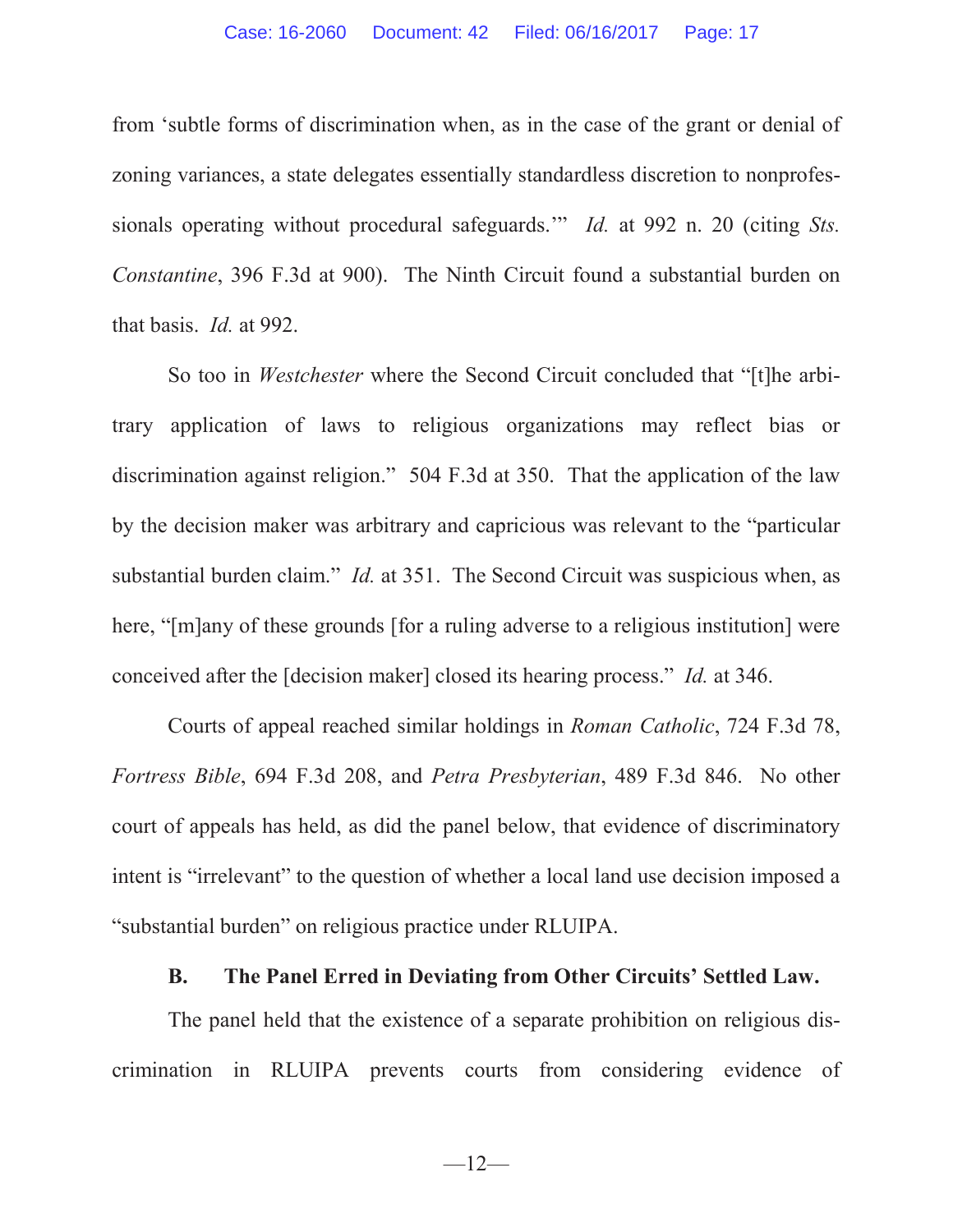from 'subtle forms of discrimination when, as in the case of the grant or denial of zoning variances, a state delegates essentially standardless discretion to nonprofessionals operating without procedural safeguards.'" *Id.* at 992 n. 20 (citing *Sts. Constantine*, 396 F.3d at 900). The Ninth Circuit found a substantial burden on that basis. *Id.* at 992.

So too in *Westchester* where the Second Circuit concluded that "[t]he arbitrary application of laws to religious organizations may reflect bias or discrimination against religion." 504 F.3d at 350. That the application of the law by the decision maker was arbitrary and capricious was relevant to the "particular substantial burden claim." *Id.* at 351. The Second Circuit was suspicious when, as here, "[m]any of these grounds [for a ruling adverse to a religious institution] were conceived after the [decision maker] closed its hearing process." *Id.* at 346.

Courts of appeal reached similar holdings in *Roman Catholic*, 724 F.3d 78, *Fortress Bible*, 694 F.3d 208, and *Petra Presbyterian*, 489 F.3d 846. No other court of appeals has held, as did the panel below, that evidence of discriminatory intent is "irrelevant" to the question of whether a local land use decision imposed a "substantial burden" on religious practice under RLUIPA.

### B. The Panel Erred in Deviating from Other Circuits' Settled Law.

The panel held that the existence of a separate prohibition on religious discrimination in RLUIPA prevents courts from considering evidence of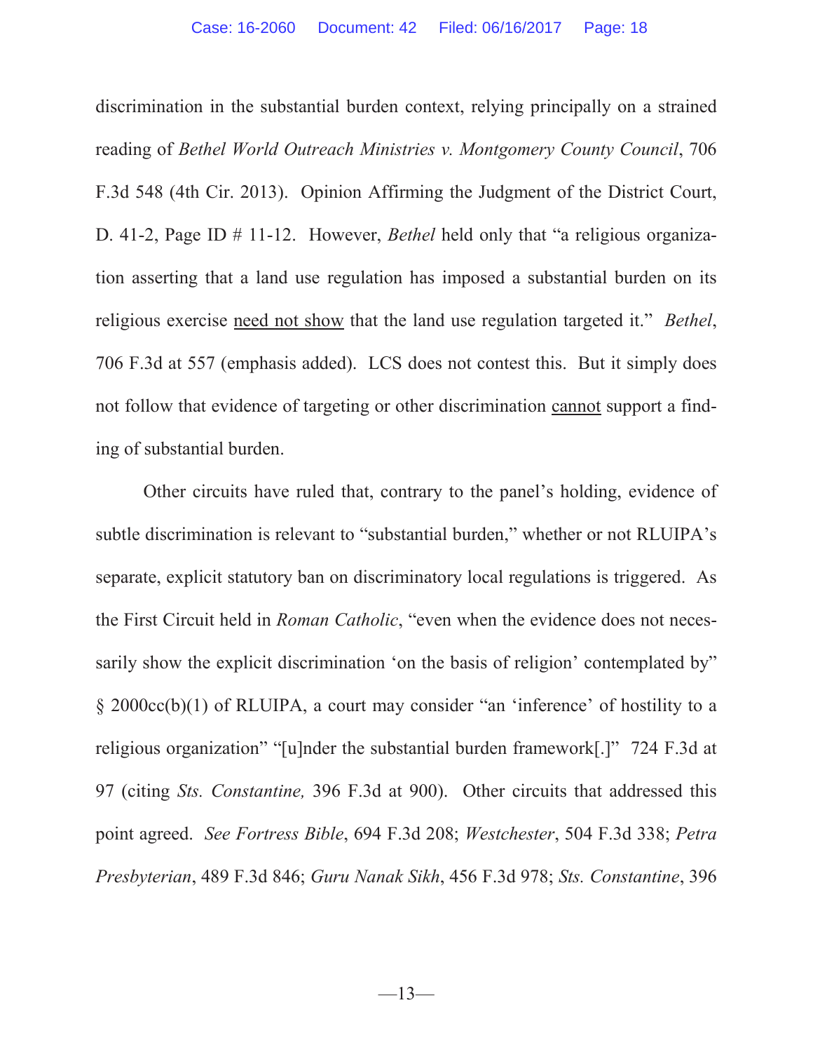discrimination in the substantial burden context, relying principally on a strained reading of *Bethel World Outreach Ministries v. Montgomery County Council*, 706 F.3d 548 (4th Cir. 2013). Opinion Affirming the Judgment of the District Court, D. 41-2, Page ID # 11-12. However, *Bethel* held only that "a religious organization asserting that a land use regulation has imposed a substantial burden on its religious exercise need not show that the land use regulation targeted it." *Bethel*, 706 F.3d at 557 (emphasis added). LCS does not contest this. But it simply does not follow that evidence of targeting or other discrimination cannot support a finding of substantial burden.

Other circuits have ruled that, contrary to the panel's holding, evidence of subtle discrimination is relevant to "substantial burden," whether or not RLUIPA's separate, explicit statutory ban on discriminatory local regulations is triggered. As the First Circuit held in *Roman Catholic*, "even when the evidence does not necessarily show the explicit discrimination 'on the basis of religion' contemplated by" § 2000cc(b)(1) of RLUIPA, a court may consider "an 'inference' of hostility to a religious organization" "[u]nder the substantial burden framework[.]" 724 F.3d at 97 (citing *Sts. Constantine,* 396 F.3d at 900). Other circuits that addressed this point agreed. *See Fortress Bible*, 694 F.3d 208; *Westchester*, 504 F.3d 338; *Petra Presbyterian*, 489 F.3d 846; *Guru Nanak Sikh*, 456 F.3d 978; *Sts. Constantine*, 396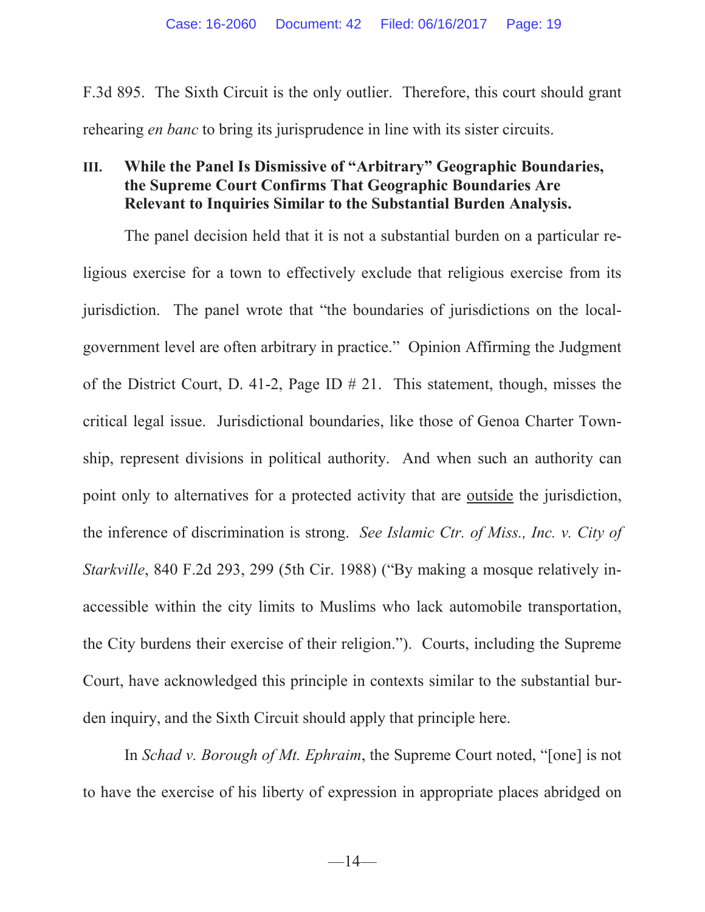F.3d 895. The Sixth Circuit is the only outlier. Therefore, this court should grant rehearing *en banc* to bring its jurisprudence in line with its sister circuits.

### III. While the Panel Is Dismissive of "Arbitrary" Geographic Boundaries, the Supreme Court Confirms That Geographic Boundaries Are Relevant to Inquiries Similar to the Substantial Burden Analysis.

The panel decision held that it is not a substantial burden on a particular religious exercise for a town to effectively exclude that religious exercise from its jurisdiction. The panel wrote that "the boundaries of jurisdictions on the local-government level are often arbitrary in practice." Opinion Affirming the Judgment of the District Court, D. 41-2, Page ID # 21. This statement, though, misses the critical legal issue. Jurisdictional boundaries, like those of Genoa Charter Township, represent divisions in political authority. And when such an authority can point only to alternatives for a protected activity that are <u>outside</u> the jurisdiction, the inference of discrimination is strong. *See Islamic Ctr. of Miss., Inc. v. City of Starkville*, 840 F.2d 293, 299 (5th Cir. 1988) ("By making a mosque relatively inaccessible within the city limits to Muslims who lack automobile transportation, the City burdens their exercise of their religion."). Courts, including the Supreme Court, have acknowledged this principle in contexts similar to the substantial burden inquiry, and the Sixth Circuit should apply that principle here.

In *Schad v. Borough of Mt. Ephraim*, the Supreme Court noted, "[one] is not to have the exercise of his liberty of expression in appropriate places abridged on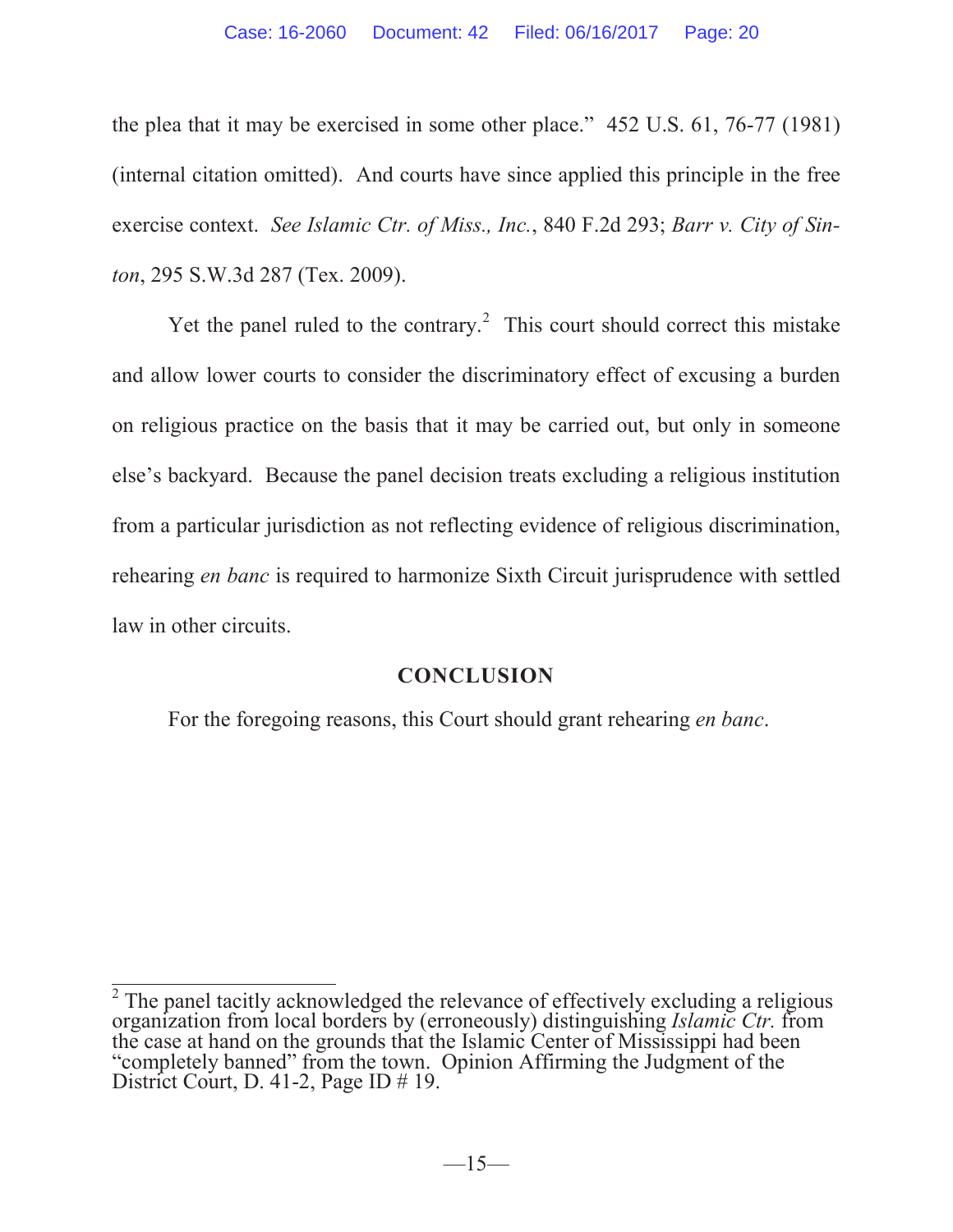the plea that it may be exercised in some other place." 452 U.S. 61, 76-77 (1981) (internal citation omitted). And courts have since applied this principle in the free exercise context. *See Islamic Ctr. of Miss., Inc.*, 840 F.2d 293; *Barr v. City of Sinton*, 295 S.W.3d 287 (Tex. 2009).

Yet the panel ruled to the contrary.[2] This court should correct this mistake and allow lower courts to consider the discriminatory effect of excusing a burden on religious practice on the basis that it may be carried out, but only in someone else's backyard. Because the panel decision treats excluding a religious institution from a particular jurisdiction as not reflecting evidence of religious discrimination, rehearing *en banc* is required to harmonize Sixth Circuit jurisprudence with settled law in other circuits.

## CONCLUSION

For the foregoing reasons, this Court should grant rehearing *en banc*.

---

[2] The panel tacitly acknowledged the relevance of effectively excluding a religious organization from local borders by (erroneously) distinguishing *Islamic Ctr.* from the case at hand on the grounds that the Islamic Center of Mississippi had been "completely banned" from the town. Opinion Affirming the Judgment of the District Court, D. 41-2, Page ID # 19.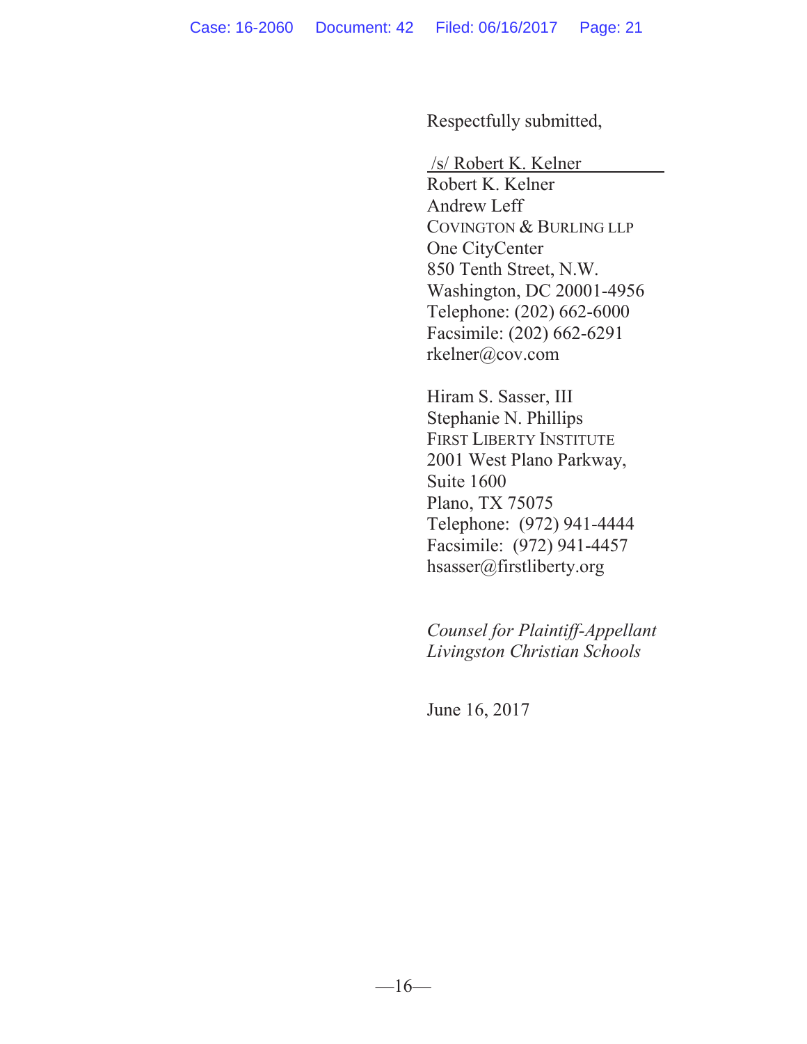Respectfully submitted,

/s/ Robert K. Kelner
Robert K. Kelner
Andrew Leff
COVINGTON & BURLING LLP
One CityCenter
850 Tenth Street, N.W.
Washington, DC 20001-4956
Telephone: (202) 662-6000
Facsimile: (202) 662-6291
rkelner@cov.com

Hiram S. Sasser, III
Stephanie N. Phillips
FIRST LIBERTY INSTITUTE
2001 West Plano Parkway,
Suite 1600
Plano, TX 75075
Telephone: (972) 941-4444
Facsimile: (972) 941-4457
hsasser@firstliberty.org

*Counsel for Plaintiff-Appellant Livingston Christian Schools*

June 16, 2017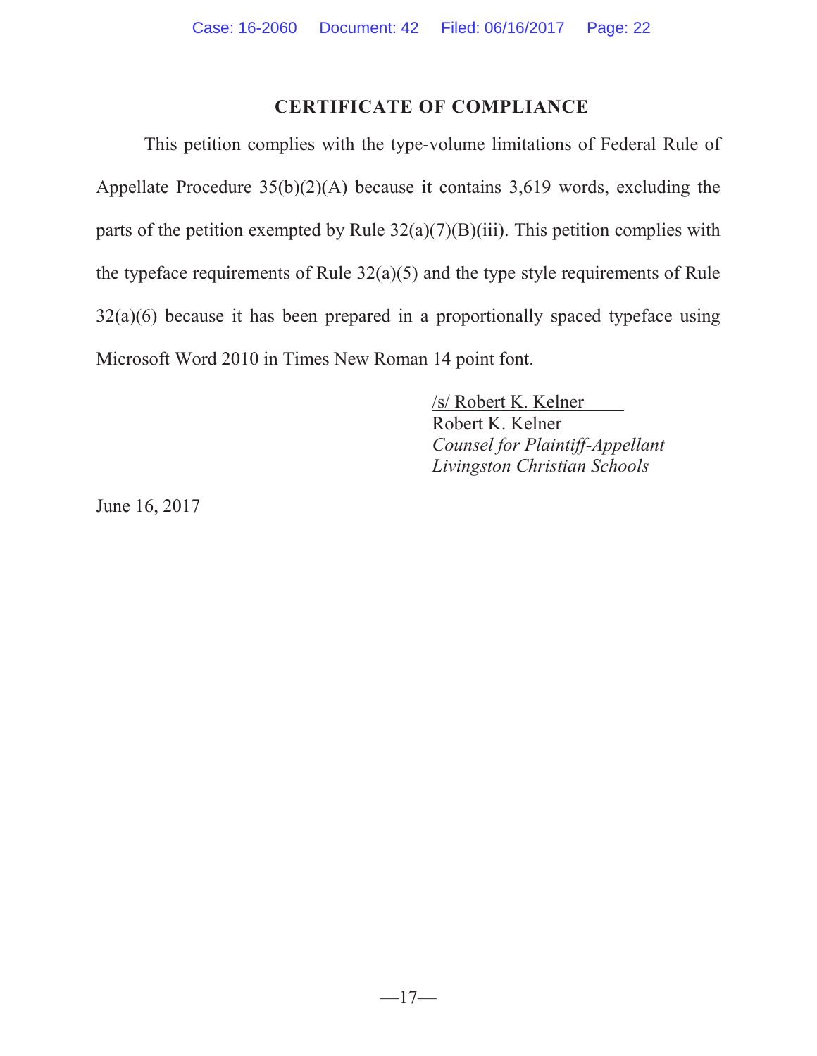## CERTIFICATE OF COMPLIANCE

This petition complies with the type-volume limitations of Federal Rule of Appellate Procedure 35(b)(2)(A) because it contains 3,619 words, excluding the parts of the petition exempted by Rule 32(a)(7)(B)(iii). This petition complies with the typeface requirements of Rule 32(a)(5) and the type style requirements of Rule 32(a)(6) because it has been prepared in a proportionally spaced typeface using Microsoft Word 2010 in Times New Roman 14 point font.

/s/ Robert K. Kelner
Robert K. Kelner
*Counsel for Plaintiff-Appellant*
*Livingston Christian Schools*

June 16, 2017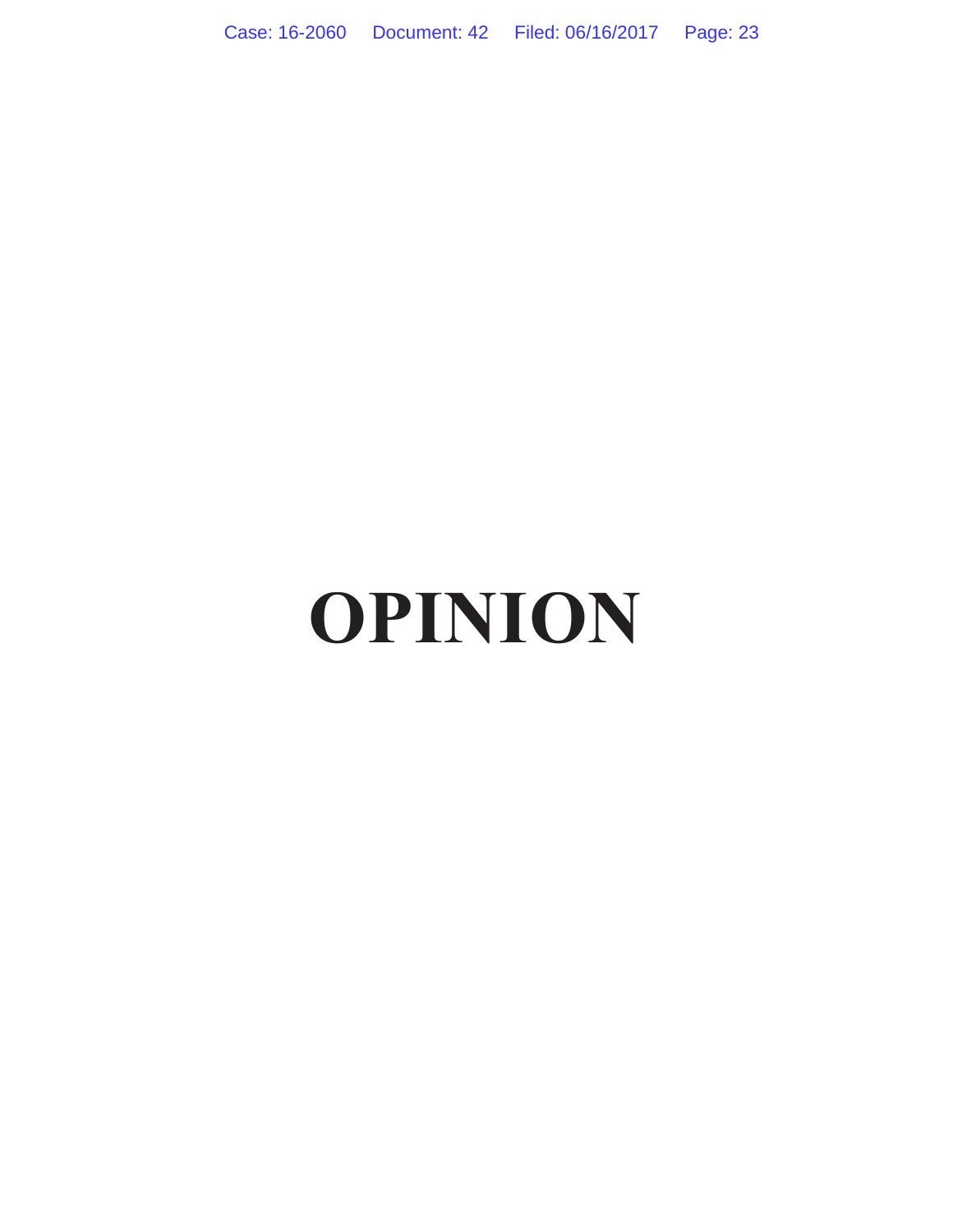# OPINION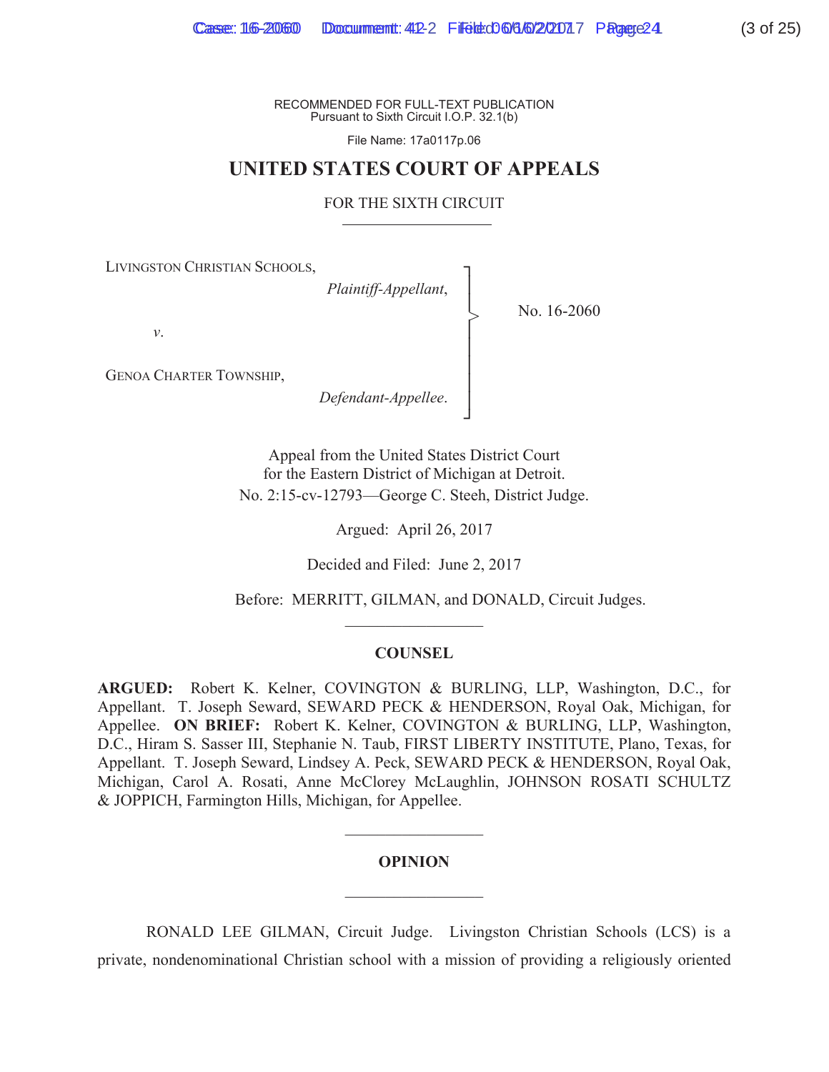RECOMMENDED FOR FULL-TEXT PUBLICATION
Pursuant to Sixth Circuit I.O.P. 32.1(b)

File Name: 17a0117p.06

# UNITED STATES COURT OF APPEALS

## FOR THE SIXTH CIRCUIT

LIVINGSTON CHRISTIAN SCHOOLS,
*Plaintiff-Appellant*,

*v*.

GENOA CHARTER TOWNSHIP,
*Defendant-Appellee*.

No. 16-2060

Appeal from the United States District Court
for the Eastern District of Michigan at Detroit.
No. 2:15-cv-12793—George C. Steeh, District Judge.

Argued: April 26, 2017

Decided and Filed: June 2, 2017

Before: MERRITT, GILMAN, and DONALD, Circuit Judges.

## COUNSEL

**ARGUED:** Robert K. Kelner, COVINGTON & BURLING, LLP, Washington, D.C., for Appellant. T. Joseph Seward, SEWARD PECK & HENDERSON, Royal Oak, Michigan, for Appellee. **ON BRIEF:** Robert K. Kelner, COVINGTON & BURLING, LLP, Washington, D.C., Hiram S. Sasser III, Stephanie N. Taub, FIRST LIBERTY INSTITUTE, Plano, Texas, for Appellant. T. Joseph Seward, Lindsey A. Peck, SEWARD PECK & HENDERSON, Royal Oak, Michigan, Carol A. Rosati, Anne McClorey McLaughlin, JOHNSON ROSATI SCHULTZ & JOPPICH, Farmington Hills, Michigan, for Appellee.

## OPINION

RONALD LEE GILMAN, Circuit Judge. Livingston Christian Schools (LCS) is a private, nondenominational Christian school with a mission of providing a religiously oriented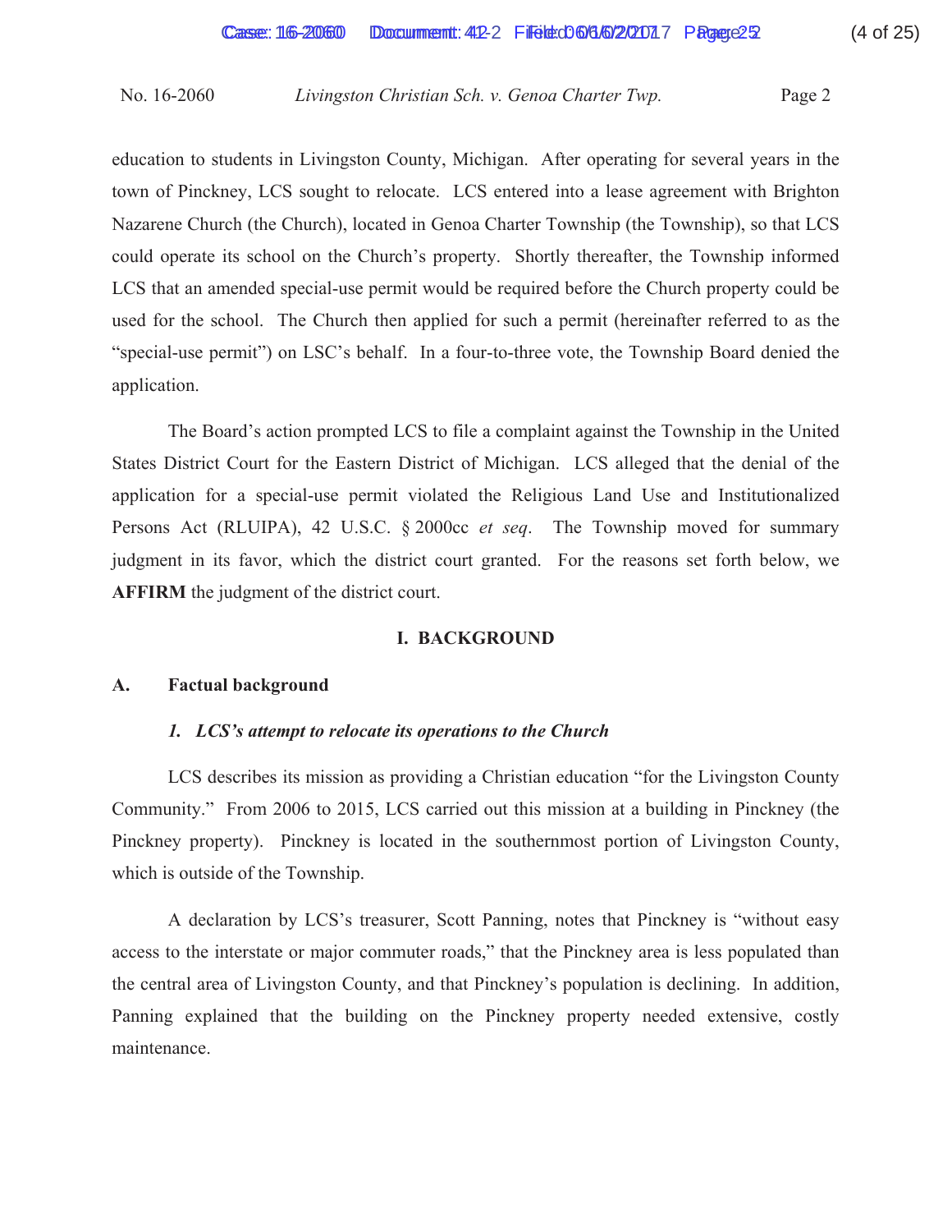education to students in Livingston County, Michigan. After operating for several years in the town of Pinckney, LCS sought to relocate. LCS entered into a lease agreement with Brighton Nazarene Church (the Church), located in Genoa Charter Township (the Township), so that LCS could operate its school on the Church's property. Shortly thereafter, the Township informed LCS that an amended special-use permit would be required before the Church property could be used for the school. The Church then applied for such a permit (hereinafter referred to as the "special-use permit") on LSC's behalf. In a four-to-three vote, the Township Board denied the application.

The Board's action prompted LCS to file a complaint against the Township in the United States District Court for the Eastern District of Michigan. LCS alleged that the denial of the application for a special-use permit violated the Religious Land Use and Institutionalized Persons Act (RLUIPA), 42 U.S.C. § 2000cc *et seq*. The Township moved for summary judgment in its favor, which the district court granted. For the reasons set forth below, we **AFFIRM** the judgment of the district court.

## I. BACKGROUND

### A. Factual background

#### *1. LCS's attempt to relocate its operations to the Church*

LCS describes its mission as providing a Christian education "for the Livingston County Community." From 2006 to 2015, LCS carried out this mission at a building in Pinckney (the Pinckney property). Pinckney is located in the southernmost portion of Livingston County, which is outside of the Township.

A declaration by LCS's treasurer, Scott Panning, notes that Pinckney is "without easy access to the interstate or major commuter roads," that the Pinckney area is less populated than the central area of Livingston County, and that Pinckney's population is declining. In addition, Panning explained that the building on the Pinckney property needed extensive, costly maintenance.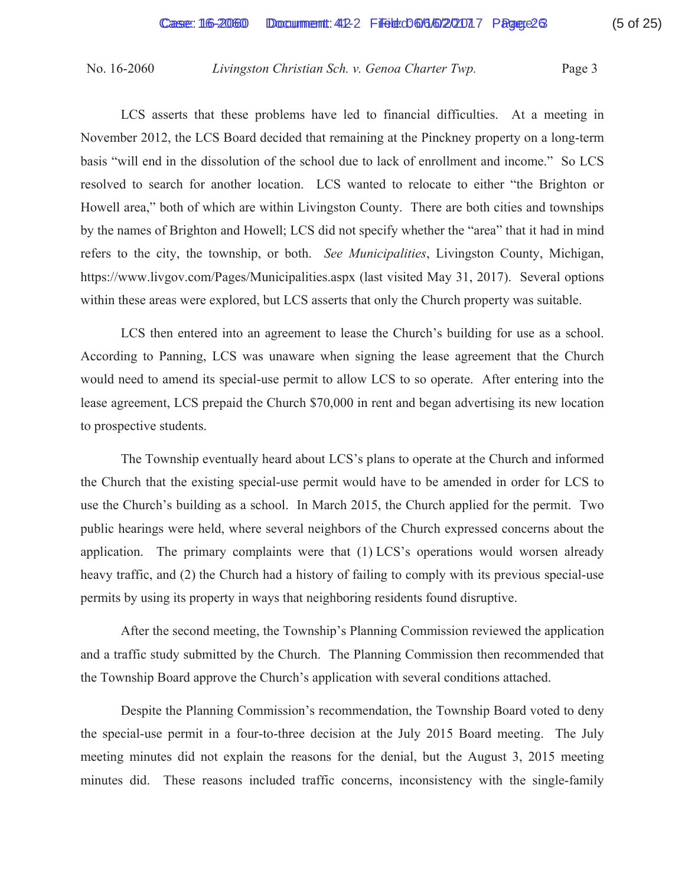LCS asserts that these problems have led to financial difficulties. At a meeting in November 2012, the LCS Board decided that remaining at the Pinckney property on a long-term basis "will end in the dissolution of the school due to lack of enrollment and income." So LCS resolved to search for another location. LCS wanted to relocate to either "the Brighton or Howell area," both of which are within Livingston County. There are both cities and townships by the names of Brighton and Howell; LCS did not specify whether the "area" that it had in mind refers to the city, the township, or both. *See Municipalities*, Livingston County, Michigan, https://www.livgov.com/Pages/Municipalities.aspx (last visited May 31, 2017). Several options within these areas were explored, but LCS asserts that only the Church property was suitable.

LCS then entered into an agreement to lease the Church's building for use as a school. According to Panning, LCS was unaware when signing the lease agreement that the Church would need to amend its special-use permit to allow LCS to so operate. After entering into the lease agreement, LCS prepaid the Church $70,000 in rent and began advertising its new location to prospective students.

The Township eventually heard about LCS's plans to operate at the Church and informed the Church that the existing special-use permit would have to be amended in order for LCS to use the Church's building as a school. In March 2015, the Church applied for the permit. Two public hearings were held, where several neighbors of the Church expressed concerns about the application. The primary complaints were that (1) LCS's operations would worsen already heavy traffic, and (2) the Church had a history of failing to comply with its previous special-use permits by using its property in ways that neighboring residents found disruptive.

After the second meeting, the Township's Planning Commission reviewed the application and a traffic study submitted by the Church. The Planning Commission then recommended that the Township Board approve the Church's application with several conditions attached.

Despite the Planning Commission's recommendation, the Township Board voted to deny the special-use permit in a four-to-three decision at the July 2015 Board meeting. The July meeting minutes did not explain the reasons for the denial, but the August 3, 2015 meeting minutes did. These reasons included traffic concerns, inconsistency with the single-family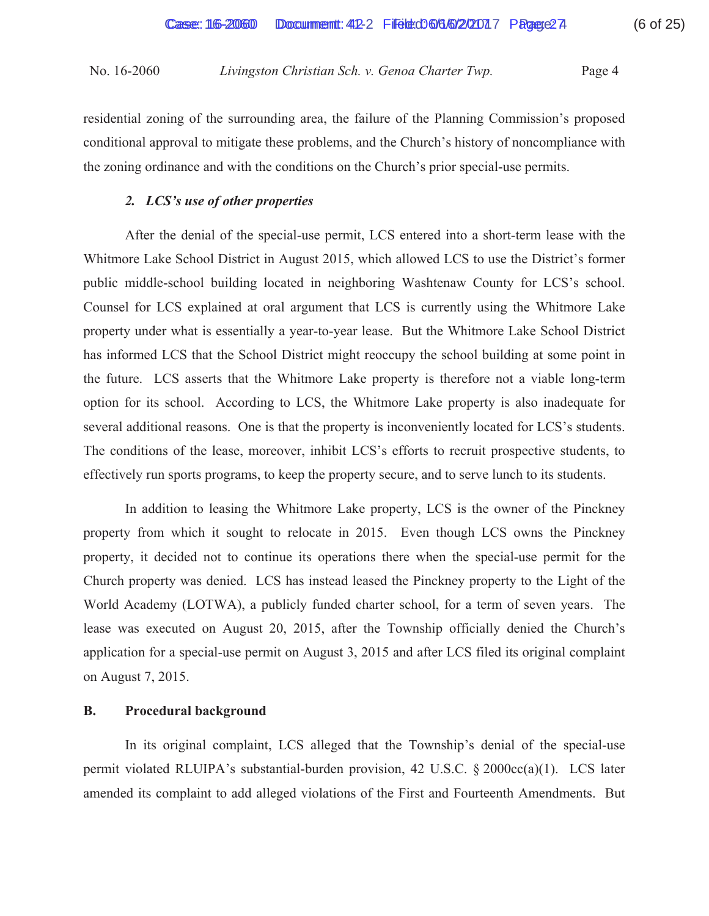residential zoning of the surrounding area, the failure of the Planning Commission's proposed conditional approval to mitigate these problems, and the Church's history of noncompliance with the zoning ordinance and with the conditions on the Church's prior special-use permits.

### *2. LCS's use of other properties*

After the denial of the special-use permit, LCS entered into a short-term lease with the Whitmore Lake School District in August 2015, which allowed LCS to use the District's former public middle-school building located in neighboring Washtenaw County for LCS's school. Counsel for LCS explained at oral argument that LCS is currently using the Whitmore Lake property under what is essentially a year-to-year lease. But the Whitmore Lake School District has informed LCS that the School District might reoccupy the school building at some point in the future. LCS asserts that the Whitmore Lake property is therefore not a viable long-term option for its school. According to LCS, the Whitmore Lake property is also inadequate for several additional reasons. One is that the property is inconveniently located for LCS's students. The conditions of the lease, moreover, inhibit LCS's efforts to recruit prospective students, to effectively run sports programs, to keep the property secure, and to serve lunch to its students.

In addition to leasing the Whitmore Lake property, LCS is the owner of the Pinckney property from which it sought to relocate in 2015. Even though LCS owns the Pinckney property, it decided not to continue its operations there when the special-use permit for the Church property was denied. LCS has instead leased the Pinckney property to the Light of the World Academy (LOTWA), a publicly funded charter school, for a term of seven years. The lease was executed on August 20, 2015, after the Township officially denied the Church's application for a special-use permit on August 3, 2015 and after LCS filed its original complaint on August 7, 2015.

## B. Procedural background

In its original complaint, LCS alleged that the Township's denial of the special-use permit violated RLUIPA's substantial-burden provision, 42 U.S.C. § 2000cc(a)(1). LCS later amended its complaint to add alleged violations of the First and Fourteenth Amendments. But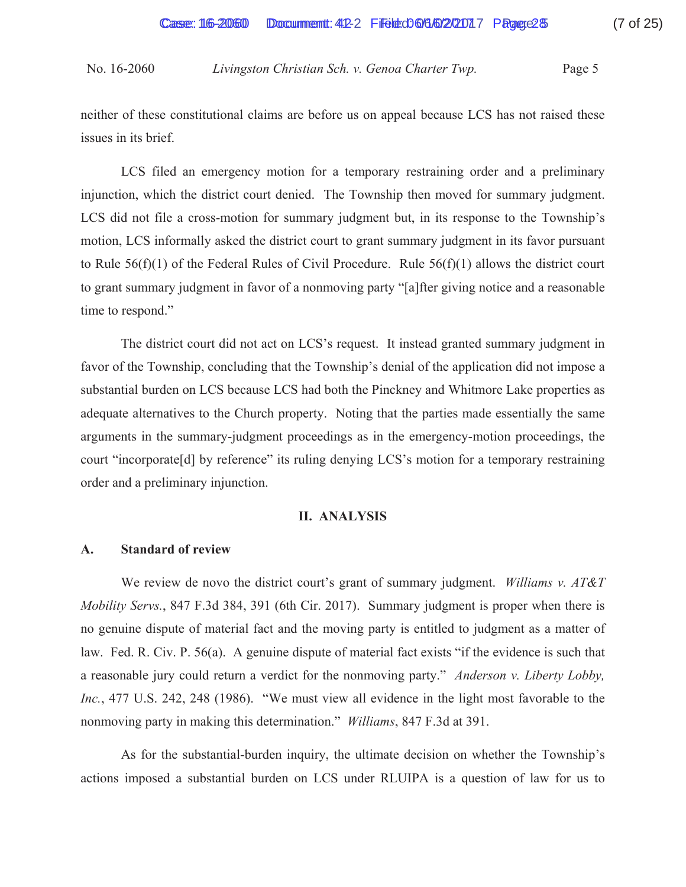neither of these constitutional claims are before us on appeal because LCS has not raised these issues in its brief.

LCS filed an emergency motion for a temporary restraining order and a preliminary injunction, which the district court denied. The Township then moved for summary judgment. LCS did not file a cross-motion for summary judgment but, in its response to the Township's motion, LCS informally asked the district court to grant summary judgment in its favor pursuant to Rule 56(f)(1) of the Federal Rules of Civil Procedure. Rule 56(f)(1) allows the district court to grant summary judgment in favor of a nonmoving party "[a]fter giving notice and a reasonable time to respond."

The district court did not act on LCS's request. It instead granted summary judgment in favor of the Township, concluding that the Township's denial of the application did not impose a substantial burden on LCS because LCS had both the Pinckney and Whitmore Lake properties as adequate alternatives to the Church property. Noting that the parties made essentially the same arguments in the summary-judgment proceedings as in the emergency-motion proceedings, the court "incorporate[d] by reference" its ruling denying LCS's motion for a temporary restraining order and a preliminary injunction.

## II. ANALYSIS

### A. Standard of review

We review de novo the district court's grant of summary judgment. *Williams v. AT&T Mobility Servs.*, 847 F.3d 384, 391 (6th Cir. 2017). Summary judgment is proper when there is no genuine dispute of material fact and the moving party is entitled to judgment as a matter of law. Fed. R. Civ. P. 56(a). A genuine dispute of material fact exists "if the evidence is such that a reasonable jury could return a verdict for the nonmoving party." *Anderson v. Liberty Lobby, Inc.*, 477 U.S. 242, 248 (1986). "We must view all evidence in the light most favorable to the nonmoving party in making this determination." *Williams*, 847 F.3d at 391.

As for the substantial-burden inquiry, the ultimate decision on whether the Township's actions imposed a substantial burden on LCS under RLUIPA is a question of law for us to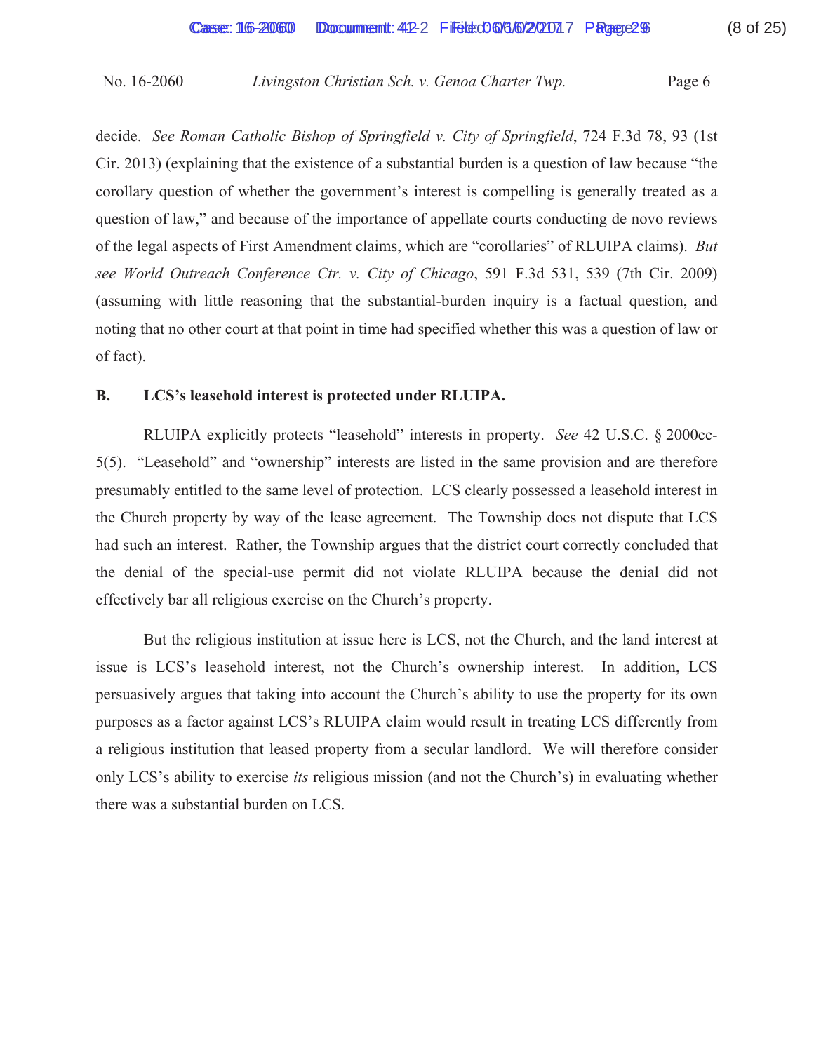decide. *See Roman Catholic Bishop of Springfield v. City of Springfield*, 724 F.3d 78, 93 (1st Cir. 2013) (explaining that the existence of a substantial burden is a question of law because "the corollary question of whether the government's interest is compelling is generally treated as a question of law," and because of the importance of appellate courts conducting de novo reviews of the legal aspects of First Amendment claims, which are "corollaries" of RLUIPA claims). *But see World Outreach Conference Ctr. v. City of Chicago*, 591 F.3d 531, 539 (7th Cir. 2009) (assuming with little reasoning that the substantial-burden inquiry is a factual question, and noting that no other court at that point in time had specified whether this was a question of law or of fact).

**B. LCS's leasehold interest is protected under RLUIPA.**

RLUIPA explicitly protects "leasehold" interests in property. *See* 42 U.S.C. § 2000cc-5(5). "Leasehold" and "ownership" interests are listed in the same provision and are therefore presumably entitled to the same level of protection. LCS clearly possessed a leasehold interest in the Church property by way of the lease agreement. The Township does not dispute that LCS had such an interest. Rather, the Township argues that the district court correctly concluded that the denial of the special-use permit did not violate RLUIPA because the denial did not effectively bar all religious exercise on the Church's property.

But the religious institution at issue here is LCS, not the Church, and the land interest at issue is LCS's leasehold interest, not the Church's ownership interest. In addition, LCS persuasively argues that taking into account the Church's ability to use the property for its own purposes as a factor against LCS's RLUIPA claim would result in treating LCS differently from a religious institution that leased property from a secular landlord. We will therefore consider only LCS's ability to exercise *its* religious mission (and not the Church's) in evaluating whether there was a substantial burden on LCS.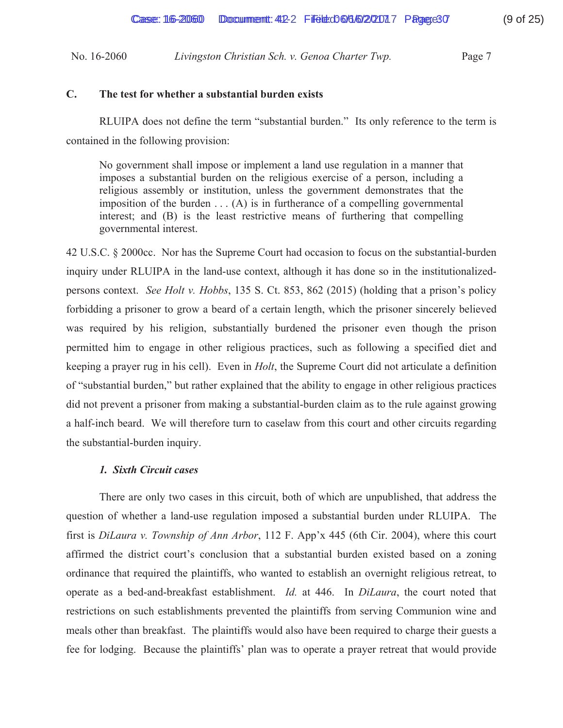### C. The test for whether a substantial burden exists

RLUIPA does not define the term "substantial burden." Its only reference to the term is contained in the following provision:

> No government shall impose or implement a land use regulation in a manner that imposes a substantial burden on the religious exercise of a person, including a religious assembly or institution, unless the government demonstrates that the imposition of the burden . . . (A) is in furtherance of a compelling governmental interest; and (B) is the least restrictive means of furthering that compelling governmental interest.

42 U.S.C. § 2000cc. Nor has the Supreme Court had occasion to focus on the substantial-burden inquiry under RLUIPA in the land-use context, although it has done so in the institutionalized-persons context. *See Holt v. Hobbs*, 135 S. Ct. 853, 862 (2015) (holding that a prison's policy forbidding a prisoner to grow a beard of a certain length, which the prisoner sincerely believed was required by his religion, substantially burdened the prisoner even though the prison permitted him to engage in other religious practices, such as following a specified diet and keeping a prayer rug in his cell). Even in *Holt*, the Supreme Court did not articulate a definition of "substantial burden," but rather explained that the ability to engage in other religious practices did not prevent a prisoner from making a substantial-burden claim as to the rule against growing a half-inch beard. We will therefore turn to caselaw from this court and other circuits regarding the substantial-burden inquiry.

#### *1. Sixth Circuit cases*

There are only two cases in this circuit, both of which are unpublished, that address the question of whether a land-use regulation imposed a substantial burden under RLUIPA. The first is *DiLaura v. Township of Ann Arbor*, 112 F. App'x 445 (6th Cir. 2004), where this court affirmed the district court's conclusion that a substantial burden existed based on a zoning ordinance that required the plaintiffs, who wanted to establish an overnight religious retreat, to operate as a bed-and-breakfast establishment. *Id.* at 446. In *DiLaura*, the court noted that restrictions on such establishments prevented the plaintiffs from serving Communion wine and meals other than breakfast. The plaintiffs would also have been required to charge their guests a fee for lodging. Because the plaintiffs' plan was to operate a prayer retreat that would provide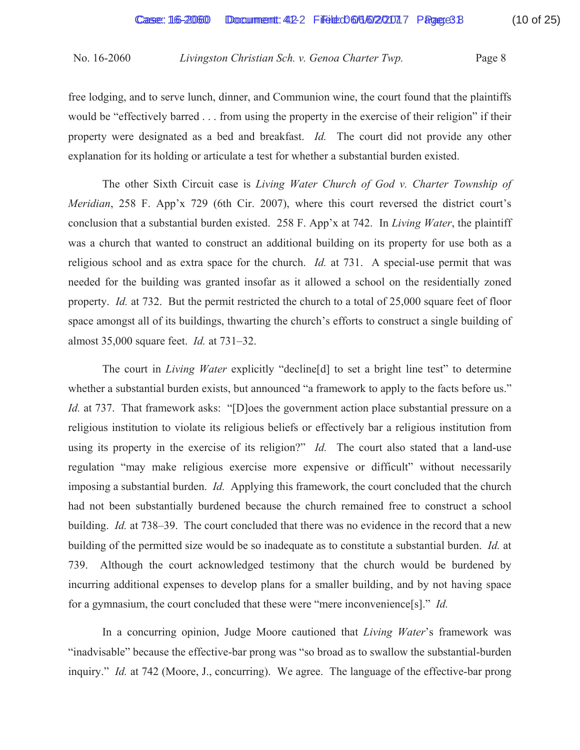free lodging, and to serve lunch, dinner, and Communion wine, the court found that the plaintiffs would be "effectively barred . . . from using the property in the exercise of their religion" if their property were designated as a bed and breakfast. *Id.* The court did not provide any other explanation for its holding or articulate a test for whether a substantial burden existed.

The other Sixth Circuit case is *Living Water Church of God v. Charter Township of Meridian*, 258 F. App'x 729 (6th Cir. 2007), where this court reversed the district court's conclusion that a substantial burden existed. 258 F. App'x at 742. In *Living Water*, the plaintiff was a church that wanted to construct an additional building on its property for use both as a religious school and as extra space for the church. *Id.* at 731. A special-use permit that was needed for the building was granted insofar as it allowed a school on the residentially zoned property. *Id.* at 732. But the permit restricted the church to a total of 25,000 square feet of floor space amongst all of its buildings, thwarting the church's efforts to construct a single building of almost 35,000 square feet. *Id.* at 731–32.

The court in *Living Water* explicitly "decline[d] to set a bright line test" to determine whether a substantial burden exists, but announced "a framework to apply to the facts before us." *Id.* at 737. That framework asks: "[D]oes the government action place substantial pressure on a religious institution to violate its religious beliefs or effectively bar a religious institution from using its property in the exercise of its religion?" *Id.* The court also stated that a land-use regulation "may make religious exercise more expensive or difficult" without necessarily imposing a substantial burden. *Id.* Applying this framework, the court concluded that the church had not been substantially burdened because the church remained free to construct a school building. *Id.* at 738–39. The court concluded that there was no evidence in the record that a new building of the permitted size would be so inadequate as to constitute a substantial burden. *Id.* at 739. Although the court acknowledged testimony that the church would be burdened by incurring additional expenses to develop plans for a smaller building, and by not having space for a gymnasium, the court concluded that these were "mere inconvenience[s]." *Id.*

In a concurring opinion, Judge Moore cautioned that *Living Water*'s framework was "inadvisable" because the effective-bar prong was "so broad as to swallow the substantial-burden inquiry." *Id.* at 742 (Moore, J., concurring). We agree. The language of the effective-bar prong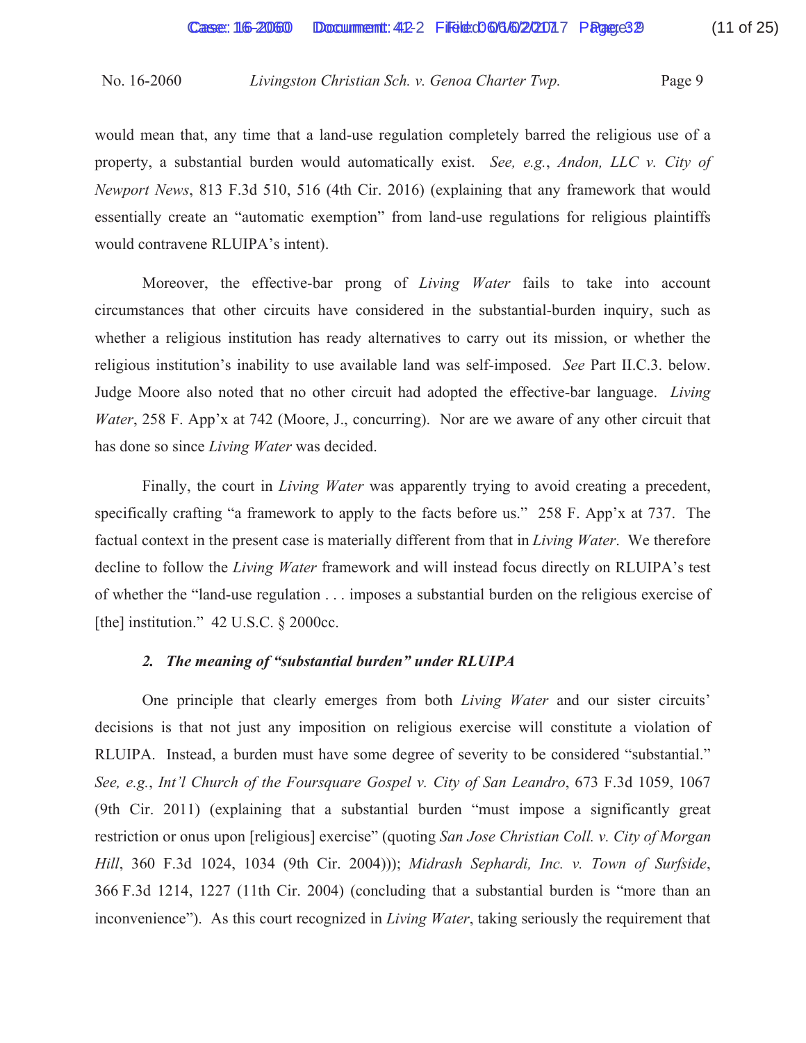would mean that, any time that a land-use regulation completely barred the religious use of a property, a substantial burden would automatically exist. *See, e.g.*, *Andon, LLC v. City of Newport News*, 813 F.3d 510, 516 (4th Cir. 2016) (explaining that any framework that would essentially create an "automatic exemption" from land-use regulations for religious plaintiffs would contravene RLUIPA's intent).

Moreover, the effective-bar prong of *Living Water* fails to take into account circumstances that other circuits have considered in the substantial-burden inquiry, such as whether a religious institution has ready alternatives to carry out its mission, or whether the religious institution's inability to use available land was self-imposed. *See* Part II.C.3. below. Judge Moore also noted that no other circuit had adopted the effective-bar language. *Living Water*, 258 F. App'x at 742 (Moore, J., concurring). Nor are we aware of any other circuit that has done so since *Living Water* was decided.

Finally, the court in *Living Water* was apparently trying to avoid creating a precedent, specifically crafting "a framework to apply to the facts before us." 258 F. App'x at 737. The factual context in the present case is materially different from that in *Living Water*. We therefore decline to follow the *Living Water* framework and will instead focus directly on RLUIPA's test of whether the "land-use regulation . . . imposes a substantial burden on the religious exercise of [the] institution." 42 U.S.C. § 2000cc.

***2. The meaning of "substantial burden" under RLUIPA***

One principle that clearly emerges from both *Living Water* and our sister circuits' decisions is that not just any imposition on religious exercise will constitute a violation of RLUIPA. Instead, a burden must have some degree of severity to be considered "substantial." *See, e.g.*, *Int'l Church of the Foursquare Gospel v. City of San Leandro*, 673 F.3d 1059, 1067 (9th Cir. 2011) (explaining that a substantial burden "must impose a significantly great restriction or onus upon [religious] exercise" (quoting *San Jose Christian Coll. v. City of Morgan Hill*, 360 F.3d 1024, 1034 (9th Cir. 2004))); *Midrash Sephardi, Inc. v. Town of Surfside*, 366 F.3d 1214, 1227 (11th Cir. 2004) (concluding that a substantial burden is "more than an inconvenience"). As this court recognized in *Living Water*, taking seriously the requirement that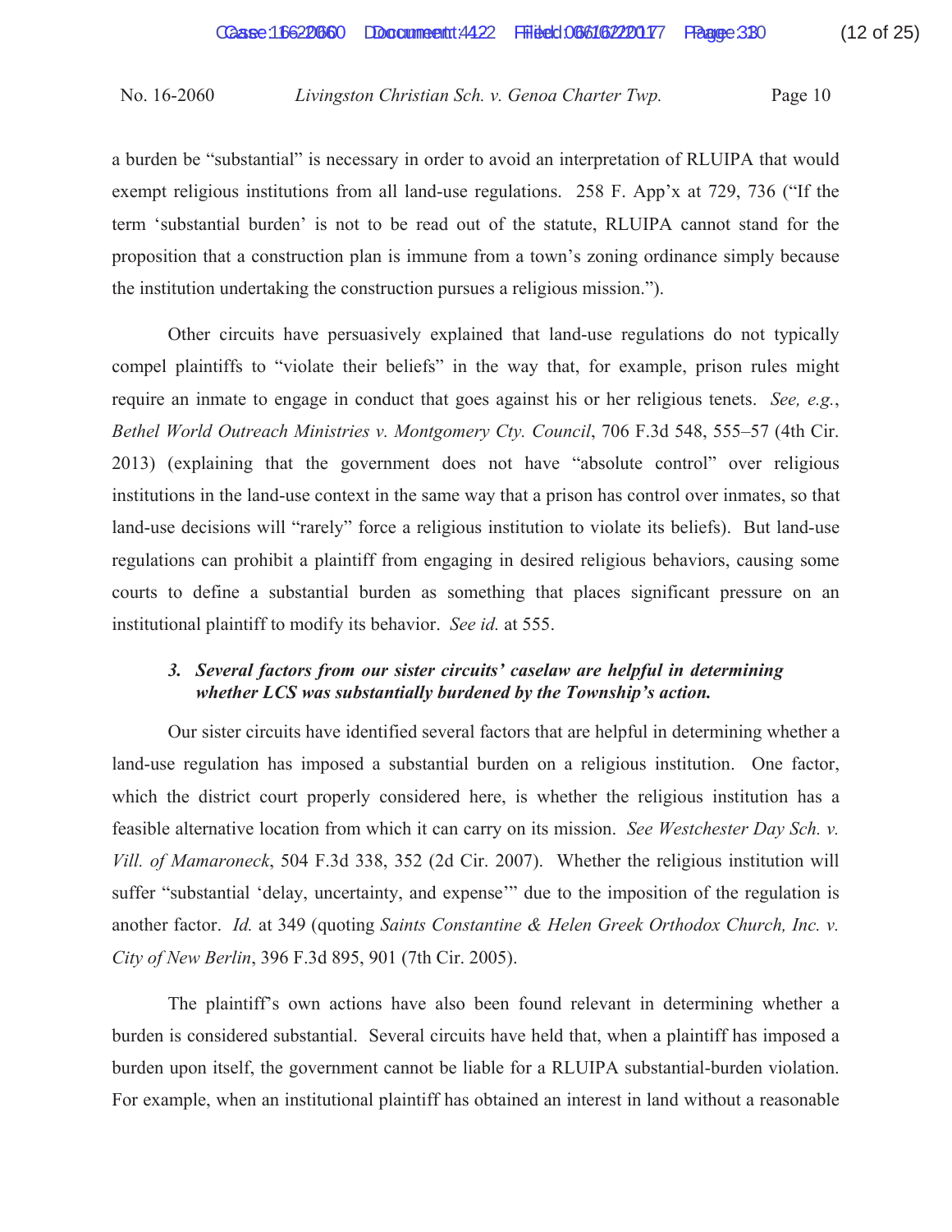a burden be "substantial" is necessary in order to avoid an interpretation of RLUIPA that would exempt religious institutions from all land-use regulations. 258 F. App'x at 729, 736 ("If the term 'substantial burden' is not to be read out of the statute, RLUIPA cannot stand for the proposition that a construction plan is immune from a town's zoning ordinance simply because the institution undertaking the construction pursues a religious mission.").

Other circuits have persuasively explained that land-use regulations do not typically compel plaintiffs to "violate their beliefs" in the way that, for example, prison rules might require an inmate to engage in conduct that goes against his or her religious tenets. *See, e.g.*, *Bethel World Outreach Ministries v. Montgomery Cty. Council*, 706 F.3d 548, 555–57 (4th Cir. 2013) (explaining that the government does not have "absolute control" over religious institutions in the land-use context in the same way that a prison has control over inmates, so that land-use decisions will "rarely" force a religious institution to violate its beliefs). But land-use regulations can prohibit a plaintiff from engaging in desired religious behaviors, causing some courts to define a substantial burden as something that places significant pressure on an institutional plaintiff to modify its behavior. *See id.* at 555.

### 3. *Several factors from our sister circuits' caselaw are helpful in determining whether LCS was substantially burdened by the Township's action.*

Our sister circuits have identified several factors that are helpful in determining whether a land-use regulation has imposed a substantial burden on a religious institution. One factor, which the district court properly considered here, is whether the religious institution has a feasible alternative location from which it can carry on its mission. *See Westchester Day Sch. v. Vill. of Mamaroneck*, 504 F.3d 338, 352 (2d Cir. 2007). Whether the religious institution will suffer "substantial 'delay, uncertainty, and expense'" due to the imposition of the regulation is another factor. *Id.* at 349 (quoting *Saints Constantine & Helen Greek Orthodox Church, Inc. v. City of New Berlin*, 396 F.3d 895, 901 (7th Cir. 2005).

The plaintiff's own actions have also been found relevant in determining whether a burden is considered substantial. Several circuits have held that, when a plaintiff has imposed a burden upon itself, the government cannot be liable for a RLUIPA substantial-burden violation. For example, when an institutional plaintiff has obtained an interest in land without a reasonable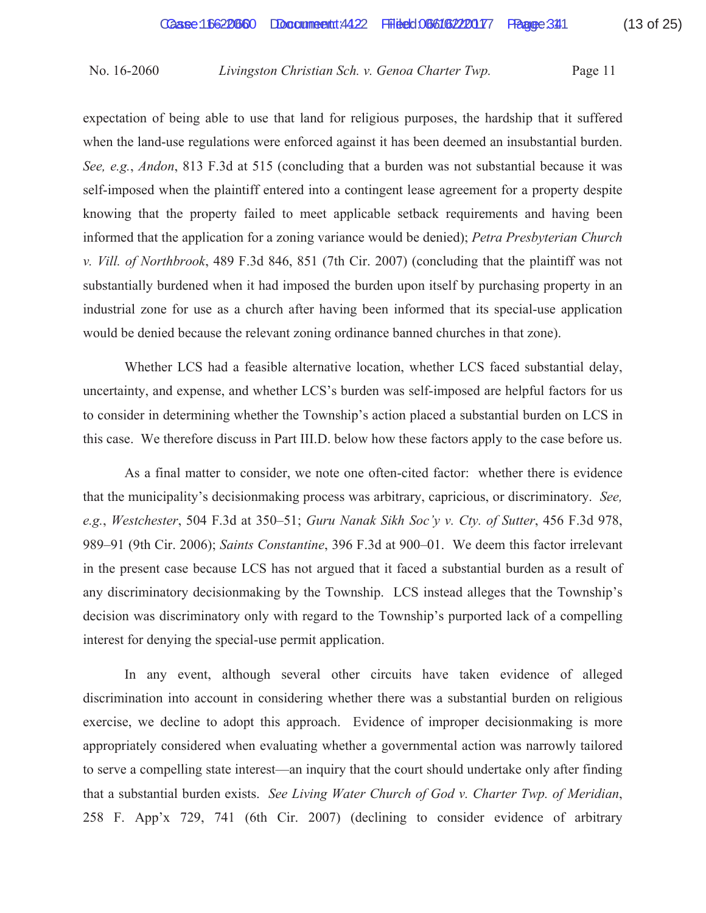expectation of being able to use that land for religious purposes, the hardship that it suffered when the land-use regulations were enforced against it has been deemed an insubstantial burden. *See, e.g.*, *Andon*, 813 F.3d at 515 (concluding that a burden was not substantial because it was self-imposed when the plaintiff entered into a contingent lease agreement for a property despite knowing that the property failed to meet applicable setback requirements and having been informed that the application for a zoning variance would be denied); *Petra Presbyterian Church v. Vill. of Northbrook*, 489 F.3d 846, 851 (7th Cir. 2007) (concluding that the plaintiff was not substantially burdened when it had imposed the burden upon itself by purchasing property in an industrial zone for use as a church after having been informed that its special-use application would be denied because the relevant zoning ordinance banned churches in that zone).

Whether LCS had a feasible alternative location, whether LCS faced substantial delay, uncertainty, and expense, and whether LCS's burden was self-imposed are helpful factors for us to consider in determining whether the Township's action placed a substantial burden on LCS in this case. We therefore discuss in Part III.D. below how these factors apply to the case before us.

As a final matter to consider, we note one often-cited factor: whether there is evidence that the municipality's decisionmaking process was arbitrary, capricious, or discriminatory. *See, e.g.*, *Westchester*, 504 F.3d at 350–51; *Guru Nanak Sikh Soc'y v. Cty. of Sutter*, 456 F.3d 978, 989–91 (9th Cir. 2006); *Saints Constantine*, 396 F.3d at 900–01. We deem this factor irrelevant in the present case because LCS has not argued that it faced a substantial burden as a result of any discriminatory decisionmaking by the Township. LCS instead alleges that the Township's decision was discriminatory only with regard to the Township's purported lack of a compelling interest for denying the special-use permit application.

In any event, although several other circuits have taken evidence of alleged discrimination into account in considering whether there was a substantial burden on religious exercise, we decline to adopt this approach. Evidence of improper decisionmaking is more appropriately considered when evaluating whether a governmental action was narrowly tailored to serve a compelling state interest—an inquiry that the court should undertake only after finding that a substantial burden exists. *See Living Water Church of God v. Charter Twp. of Meridian*, 258 F. App'x 729, 741 (6th Cir. 2007) (declining to consider evidence of arbitrary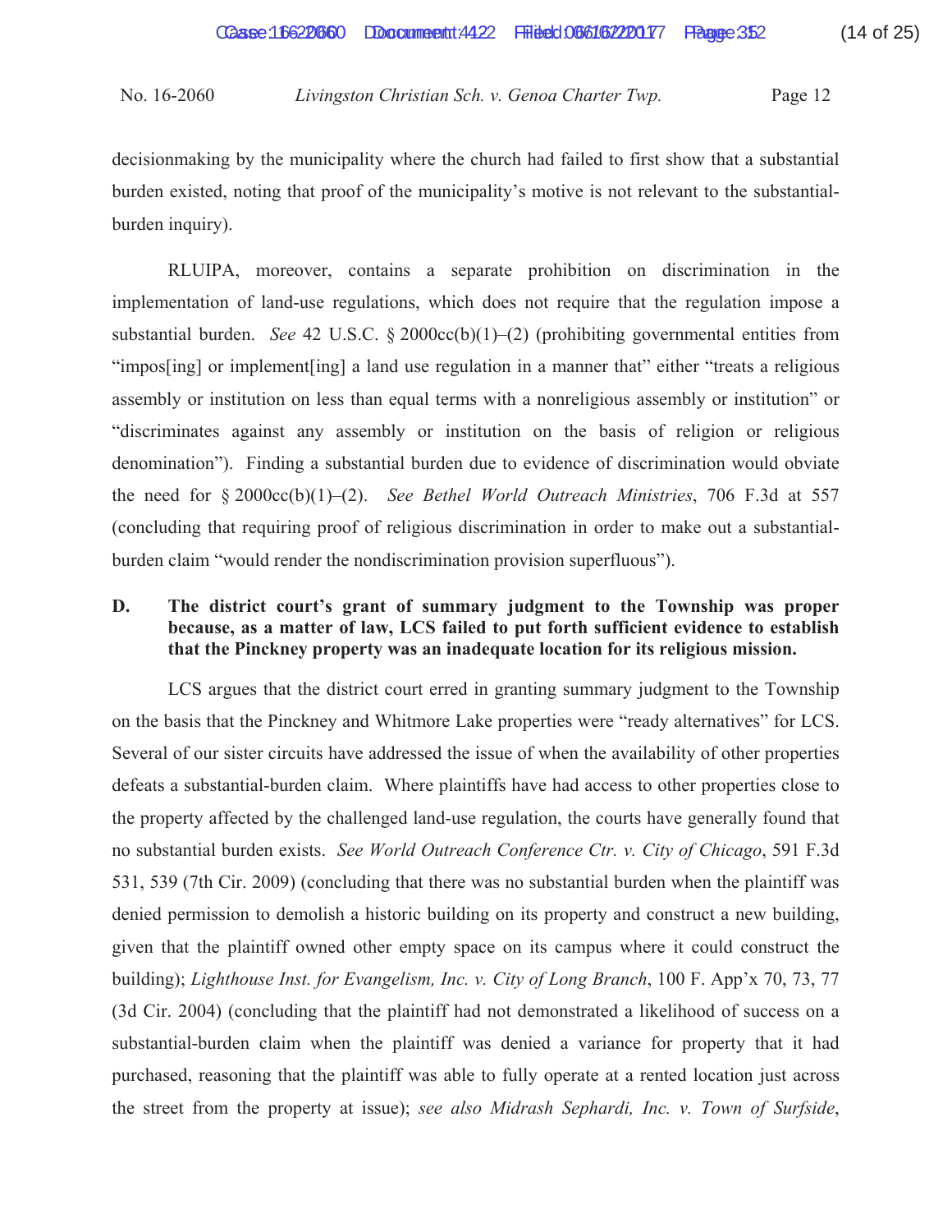decisionmaking by the municipality where the church had failed to first show that a substantial burden existed, noting that proof of the municipality's motive is not relevant to the substantial-burden inquiry).

RLUIPA, moreover, contains a separate prohibition on discrimination in the implementation of land-use regulations, which does not require that the regulation impose a substantial burden. *See* 42 U.S.C. § 2000cc(b)(1)–(2) (prohibiting governmental entities from "impos[ing] or implement[ing] a land use regulation in a manner that" either "treats a religious assembly or institution on less than equal terms with a nonreligious assembly or institution" or "discriminates against any assembly or institution on the basis of religion or religious denomination"). Finding a substantial burden due to evidence of discrimination would obviate the need for § 2000cc(b)(1)–(2). *See Bethel World Outreach Ministries*, 706 F.3d at 557 (concluding that requiring proof of religious discrimination in order to make out a substantial-burden claim "would render the nondiscrimination provision superfluous").

### D. The district court's grant of summary judgment to the Township was proper because, as a matter of law, LCS failed to put forth sufficient evidence to establish that the Pinckney property was an inadequate location for its religious mission.

LCS argues that the district court erred in granting summary judgment to the Township on the basis that the Pinckney and Whitmore Lake properties were "ready alternatives" for LCS. Several of our sister circuits have addressed the issue of when the availability of other properties defeats a substantial-burden claim. Where plaintiffs have had access to other properties close to the property affected by the challenged land-use regulation, the courts have generally found that no substantial burden exists. *See World Outreach Conference Ctr. v. City of Chicago*, 591 F.3d 531, 539 (7th Cir. 2009) (concluding that there was no substantial burden when the plaintiff was denied permission to demolish a historic building on its property and construct a new building, given that the plaintiff owned other empty space on its campus where it could construct the building); *Lighthouse Inst. for Evangelism, Inc. v. City of Long Branch*, 100 F. App'x 70, 73, 77 (3d Cir. 2004) (concluding that the plaintiff had not demonstrated a likelihood of success on a substantial-burden claim when the plaintiff was denied a variance for property that it had purchased, reasoning that the plaintiff was able to fully operate at a rented location just across the street from the property at issue); *see also Midrash Sephardi, Inc. v. Town of Surfside*,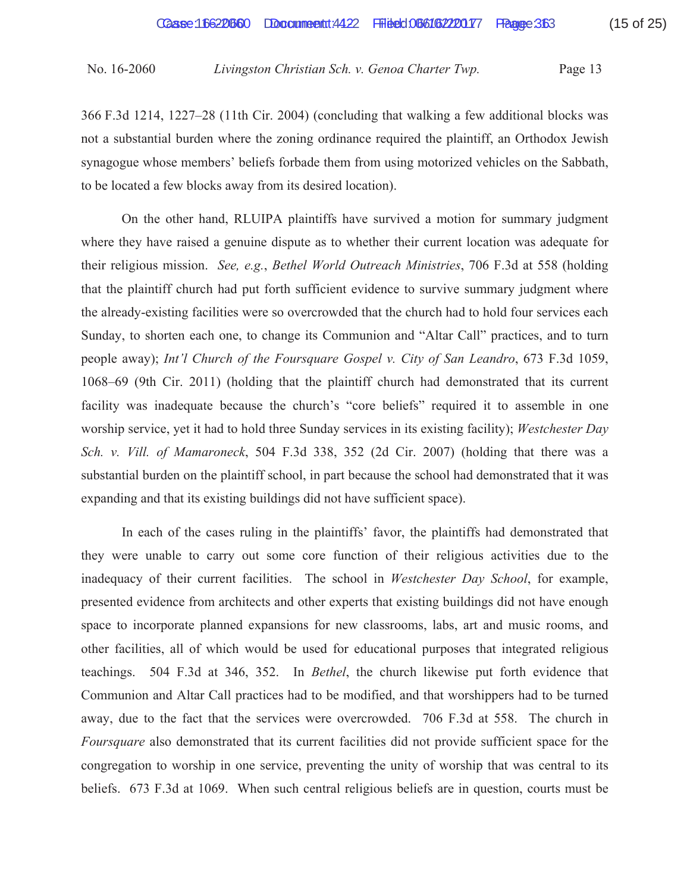366 F.3d 1214, 1227–28 (11th Cir. 2004) (concluding that walking a few additional blocks was not a substantial burden where the zoning ordinance required the plaintiff, an Orthodox Jewish synagogue whose members' beliefs forbade them from using motorized vehicles on the Sabbath, to be located a few blocks away from its desired location).

On the other hand, RLUIPA plaintiffs have survived a motion for summary judgment where they have raised a genuine dispute as to whether their current location was adequate for their religious mission. *See, e.g.*, *Bethel World Outreach Ministries*, 706 F.3d at 558 (holding that the plaintiff church had put forth sufficient evidence to survive summary judgment where the already-existing facilities were so overcrowded that the church had to hold four services each Sunday, to shorten each one, to change its Communion and "Altar Call" practices, and to turn people away); *Int'l Church of the Foursquare Gospel v. City of San Leandro*, 673 F.3d 1059, 1068–69 (9th Cir. 2011) (holding that the plaintiff church had demonstrated that its current facility was inadequate because the church's "core beliefs" required it to assemble in one worship service, yet it had to hold three Sunday services in its existing facility); *Westchester Day Sch. v. Vill. of Mamaroneck*, 504 F.3d 338, 352 (2d Cir. 2007) (holding that there was a substantial burden on the plaintiff school, in part because the school had demonstrated that it was expanding and that its existing buildings did not have sufficient space).

In each of the cases ruling in the plaintiffs' favor, the plaintiffs had demonstrated that they were unable to carry out some core function of their religious activities due to the inadequacy of their current facilities. The school in *Westchester Day School*, for example, presented evidence from architects and other experts that existing buildings did not have enough space to incorporate planned expansions for new classrooms, labs, art and music rooms, and other facilities, all of which would be used for educational purposes that integrated religious teachings. 504 F.3d at 346, 352. In *Bethel*, the church likewise put forth evidence that Communion and Altar Call practices had to be modified, and that worshippers had to be turned away, due to the fact that the services were overcrowded. 706 F.3d at 558. The church in *Foursquare* also demonstrated that its current facilities did not provide sufficient space for the congregation to worship in one service, preventing the unity of worship that was central to its beliefs. 673 F.3d at 1069. When such central religious beliefs are in question, courts must be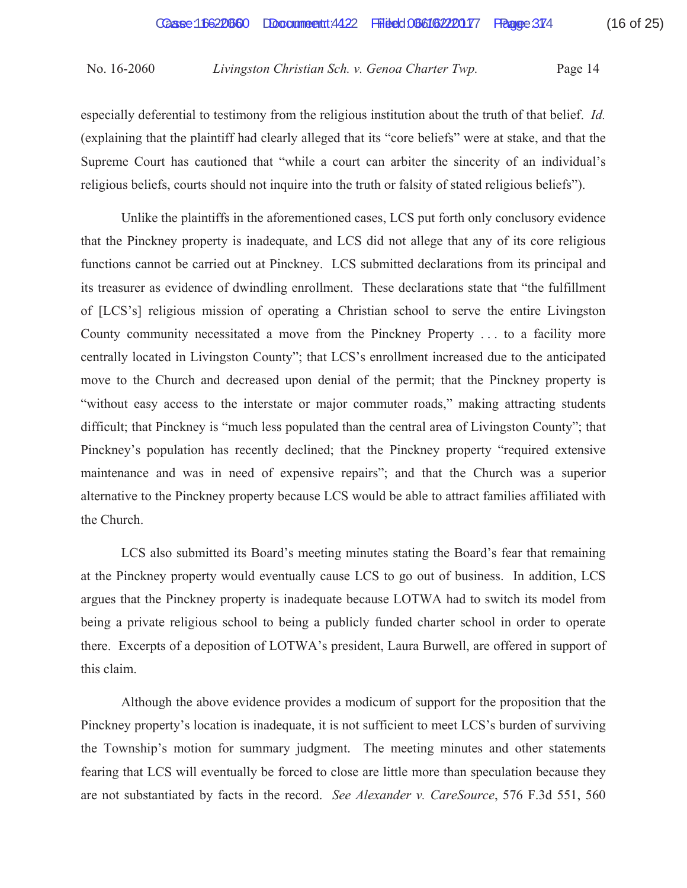especially deferential to testimony from the religious institution about the truth of that belief. *Id.* (explaining that the plaintiff had clearly alleged that its "core beliefs" were at stake, and that the Supreme Court has cautioned that "while a court can arbiter the sincerity of an individual's religious beliefs, courts should not inquire into the truth or falsity of stated religious beliefs").

Unlike the plaintiffs in the aforementioned cases, LCS put forth only conclusory evidence that the Pinckney property is inadequate, and LCS did not allege that any of its core religious functions cannot be carried out at Pinckney. LCS submitted declarations from its principal and its treasurer as evidence of dwindling enrollment. These declarations state that "the fulfillment of [LCS's] religious mission of operating a Christian school to serve the entire Livingston County community necessitated a move from the Pinckney Property . . . to a facility more centrally located in Livingston County"; that LCS's enrollment increased due to the anticipated move to the Church and decreased upon denial of the permit; that the Pinckney property is "without easy access to the interstate or major commuter roads," making attracting students difficult; that Pinckney is "much less populated than the central area of Livingston County"; that Pinckney's population has recently declined; that the Pinckney property "required extensive maintenance and was in need of expensive repairs"; and that the Church was a superior alternative to the Pinckney property because LCS would be able to attract families affiliated with the Church.

LCS also submitted its Board's meeting minutes stating the Board's fear that remaining at the Pinckney property would eventually cause LCS to go out of business. In addition, LCS argues that the Pinckney property is inadequate because LOTWA had to switch its model from being a private religious school to being a publicly funded charter school in order to operate there. Excerpts of a deposition of LOTWA's president, Laura Burwell, are offered in support of this claim.

Although the above evidence provides a modicum of support for the proposition that the Pinckney property's location is inadequate, it is not sufficient to meet LCS's burden of surviving the Township's motion for summary judgment. The meeting minutes and other statements fearing that LCS will eventually be forced to close are little more than speculation because they are not substantiated by facts in the record. *See Alexander v. CareSource*, 576 F.3d 551, 560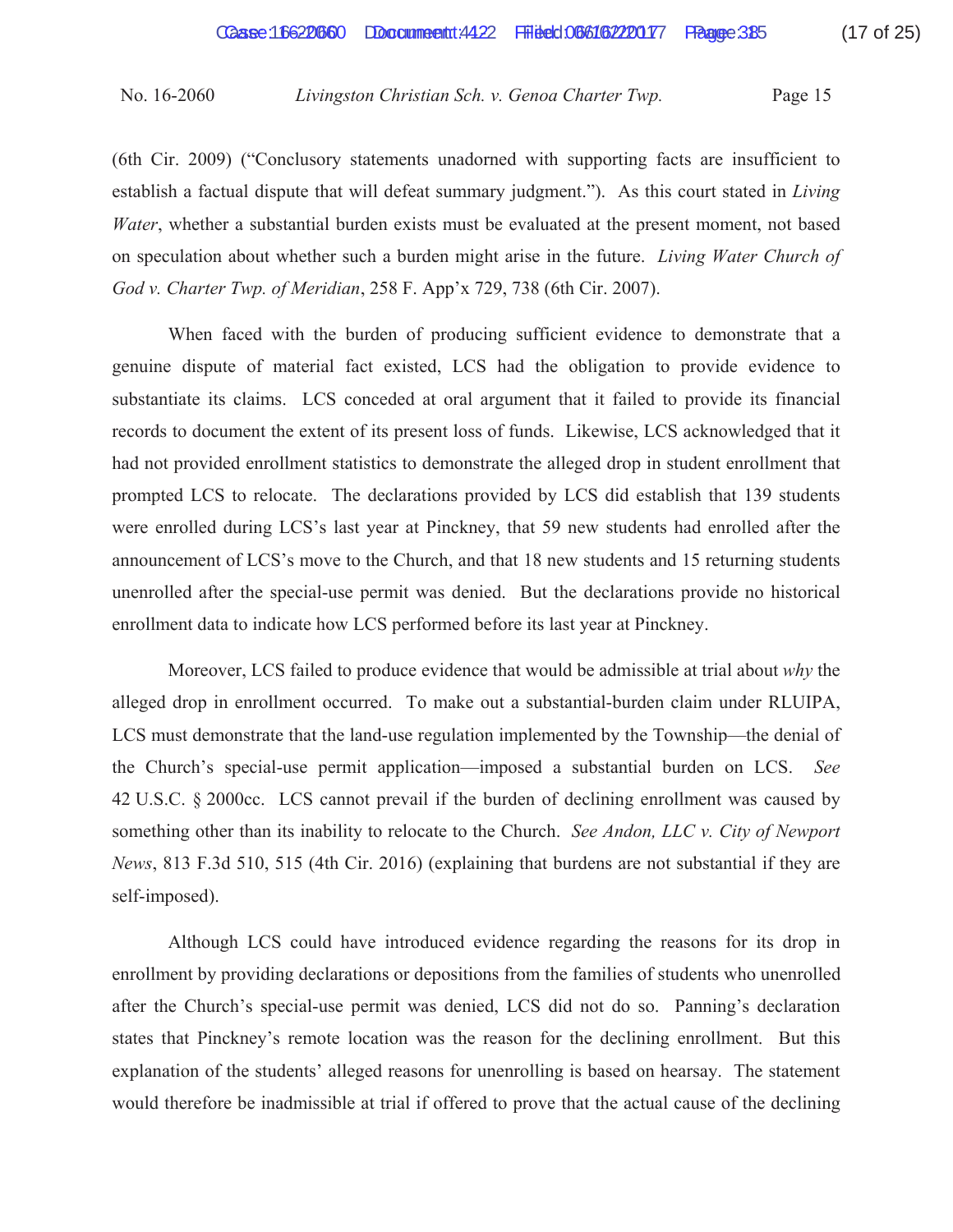(6th Cir. 2009) ("Conclusory statements unadorned with supporting facts are insufficient to establish a factual dispute that will defeat summary judgment."). As this court stated in *Living Water*, whether a substantial burden exists must be evaluated at the present moment, not based on speculation about whether such a burden might arise in the future. *Living Water Church of God v. Charter Twp. of Meridian*, 258 F. App'x 729, 738 (6th Cir. 2007).

When faced with the burden of producing sufficient evidence to demonstrate that a genuine dispute of material fact existed, LCS had the obligation to provide evidence to substantiate its claims. LCS conceded at oral argument that it failed to provide its financial records to document the extent of its present loss of funds. Likewise, LCS acknowledged that it had not provided enrollment statistics to demonstrate the alleged drop in student enrollment that prompted LCS to relocate. The declarations provided by LCS did establish that 139 students were enrolled during LCS's last year at Pinckney, that 59 new students had enrolled after the announcement of LCS's move to the Church, and that 18 new students and 15 returning students unenrolled after the special-use permit was denied. But the declarations provide no historical enrollment data to indicate how LCS performed before its last year at Pinckney.

Moreover, LCS failed to produce evidence that would be admissible at trial about *why* the alleged drop in enrollment occurred. To make out a substantial-burden claim under RLUIPA, LCS must demonstrate that the land-use regulation implemented by the Township—the denial of the Church's special-use permit application—imposed a substantial burden on LCS. *See* 42 U.S.C. § 2000cc. LCS cannot prevail if the burden of declining enrollment was caused by something other than its inability to relocate to the Church. *See Andon, LLC v. City of Newport News*, 813 F.3d 510, 515 (4th Cir. 2016) (explaining that burdens are not substantial if they are self-imposed).

Although LCS could have introduced evidence regarding the reasons for its drop in enrollment by providing declarations or depositions from the families of students who unenrolled after the Church's special-use permit was denied, LCS did not do so. Panning's declaration states that Pinckney's remote location was the reason for the declining enrollment. But this explanation of the students' alleged reasons for unenrolling is based on hearsay. The statement would therefore be inadmissible at trial if offered to prove that the actual cause of the declining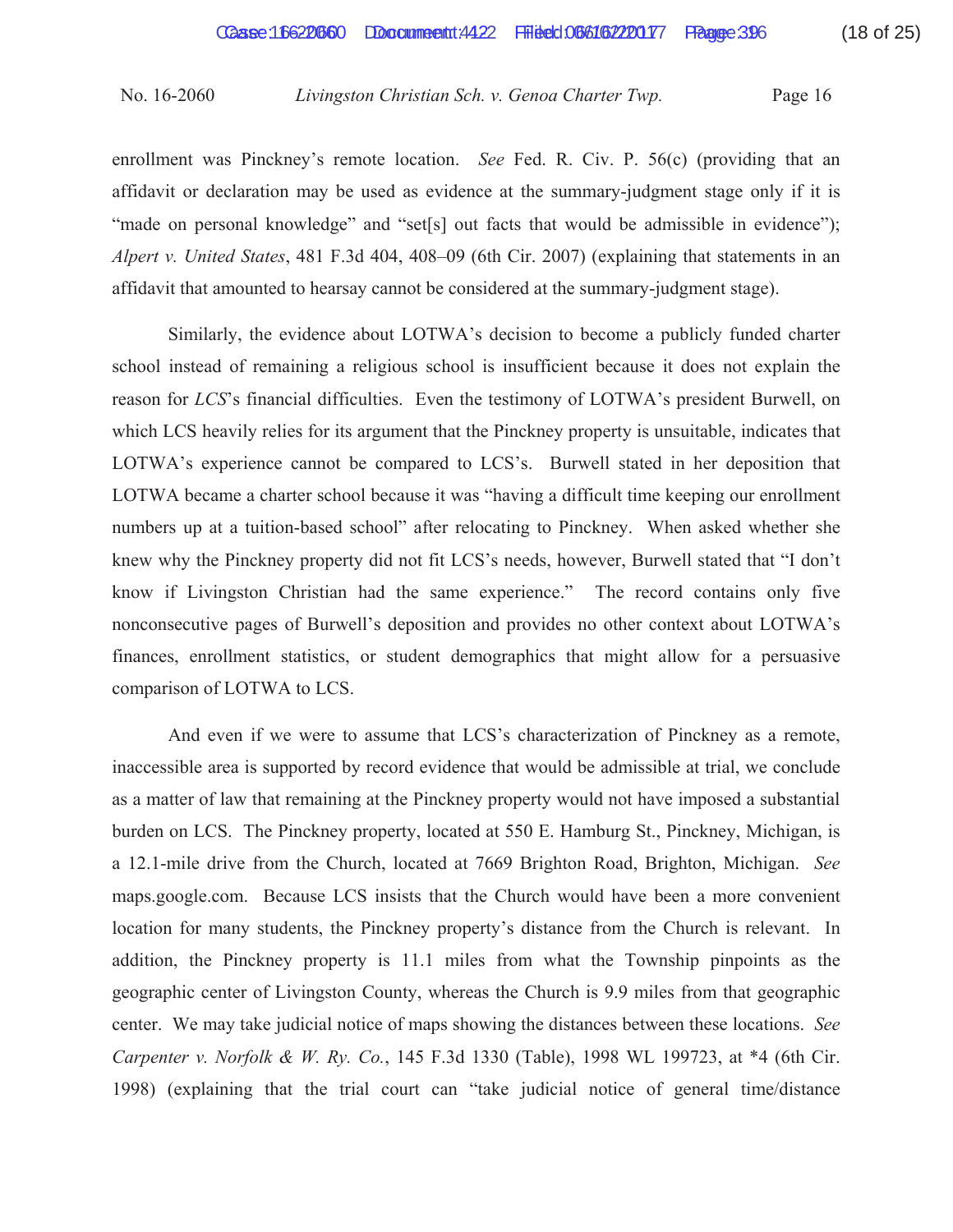enrollment was Pinckney's remote location. *See* Fed. R. Civ. P. 56(c) (providing that an affidavit or declaration may be used as evidence at the summary-judgment stage only if it is "made on personal knowledge" and "set[s] out facts that would be admissible in evidence"); *Alpert v. United States*, 481 F.3d 404, 408–09 (6th Cir. 2007) (explaining that statements in an affidavit that amounted to hearsay cannot be considered at the summary-judgment stage).

Similarly, the evidence about LOTWA's decision to become a publicly funded charter school instead of remaining a religious school is insufficient because it does not explain the reason for *LCS*'s financial difficulties. Even the testimony of LOTWA's president Burwell, on which LCS heavily relies for its argument that the Pinckney property is unsuitable, indicates that LOTWA's experience cannot be compared to LCS's. Burwell stated in her deposition that LOTWA became a charter school because it was "having a difficult time keeping our enrollment numbers up at a tuition-based school" after relocating to Pinckney. When asked whether she knew why the Pinckney property did not fit LCS's needs, however, Burwell stated that "I don't know if Livingston Christian had the same experience." The record contains only five nonconsecutive pages of Burwell's deposition and provides no other context about LOTWA's finances, enrollment statistics, or student demographics that might allow for a persuasive comparison of LOTWA to LCS.

And even if we were to assume that LCS's characterization of Pinckney as a remote, inaccessible area is supported by record evidence that would be admissible at trial, we conclude as a matter of law that remaining at the Pinckney property would not have imposed a substantial burden on LCS. The Pinckney property, located at 550 E. Hamburg St., Pinckney, Michigan, is a 12.1-mile drive from the Church, located at 7669 Brighton Road, Brighton, Michigan. *See* maps.google.com. Because LCS insists that the Church would have been a more convenient location for many students, the Pinckney property's distance from the Church is relevant. In addition, the Pinckney property is 11.1 miles from what the Township pinpoints as the geographic center of Livingston County, whereas the Church is 9.9 miles from that geographic center. We may take judicial notice of maps showing the distances between these locations. *See* *Carpenter v. Norfolk & W. Ry. Co.*, 145 F.3d 1330 (Table), 1998 WL 199723, at *4 (6th Cir. 1998) (explaining that the trial court can "take judicial notice of general time/distance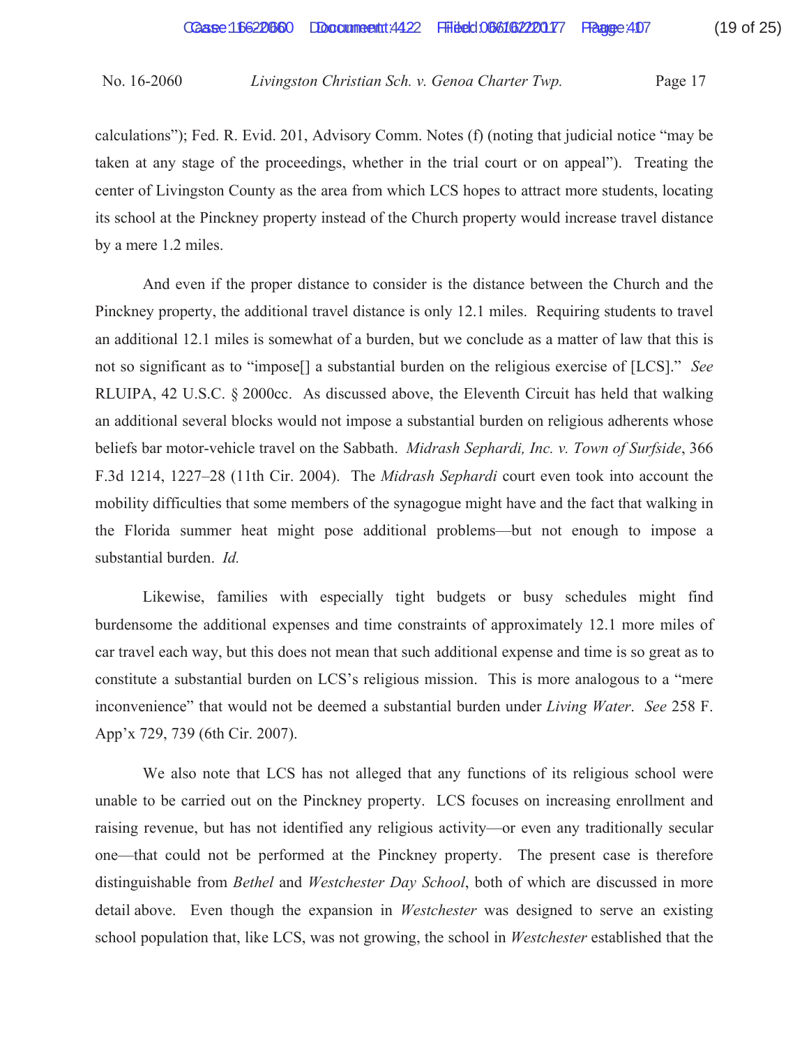calculations"); Fed. R. Evid. 201, Advisory Comm. Notes (f) (noting that judicial notice "may be taken at any stage of the proceedings, whether in the trial court or on appeal"). Treating the center of Livingston County as the area from which LCS hopes to attract more students, locating its school at the Pinckney property instead of the Church property would increase travel distance by a mere 1.2 miles.

And even if the proper distance to consider is the distance between the Church and the Pinckney property, the additional travel distance is only 12.1 miles. Requiring students to travel an additional 12.1 miles is somewhat of a burden, but we conclude as a matter of law that this is not so significant as to "impose[] a substantial burden on the religious exercise of [LCS]." *See* RLUIPA, 42 U.S.C. § 2000cc. As discussed above, the Eleventh Circuit has held that walking an additional several blocks would not impose a substantial burden on religious adherents whose beliefs bar motor-vehicle travel on the Sabbath. *Midrash Sephardi, Inc. v. Town of Surfside*, 366 F.3d 1214, 1227–28 (11th Cir. 2004). The *Midrash Sephardi* court even took into account the mobility difficulties that some members of the synagogue might have and the fact that walking in the Florida summer heat might pose additional problems—but not enough to impose a substantial burden. *Id.*

Likewise, families with especially tight budgets or busy schedules might find burdensome the additional expenses and time constraints of approximately 12.1 more miles of car travel each way, but this does not mean that such additional expense and time is so great as to constitute a substantial burden on LCS's religious mission. This is more analogous to a "mere inconvenience" that would not be deemed a substantial burden under *Living Water*. *See* 258 F. App'x 729, 739 (6th Cir. 2007).

We also note that LCS has not alleged that any functions of its religious school were unable to be carried out on the Pinckney property. LCS focuses on increasing enrollment and raising revenue, but has not identified any religious activity—or even any traditionally secular one—that could not be performed at the Pinckney property. The present case is therefore distinguishable from *Bethel* and *Westchester Day School*, both of which are discussed in more detail above. Even though the expansion in *Westchester* was designed to serve an existing school population that, like LCS, was not growing, the school in *Westchester* established that the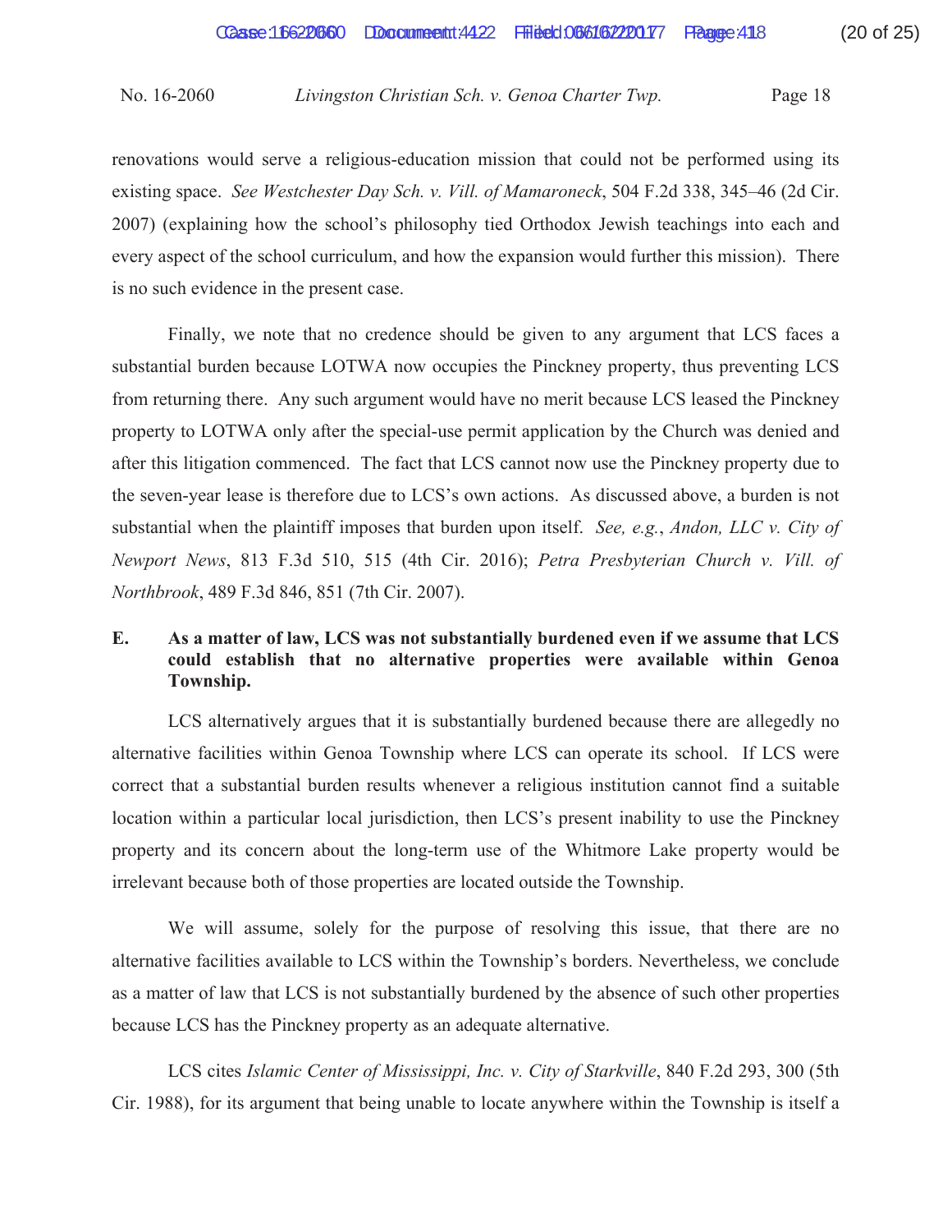renovations would serve a religious-education mission that could not be performed using its existing space. *See Westchester Day Sch. v. Vill. of Mamaroneck*, 504 F.2d 338, 345–46 (2d Cir. 2007) (explaining how the school's philosophy tied Orthodox Jewish teachings into each and every aspect of the school curriculum, and how the expansion would further this mission). There is no such evidence in the present case.

Finally, we note that no credence should be given to any argument that LCS faces a substantial burden because LOTWA now occupies the Pinckney property, thus preventing LCS from returning there. Any such argument would have no merit because LCS leased the Pinckney property to LOTWA only after the special-use permit application by the Church was denied and after this litigation commenced. The fact that LCS cannot now use the Pinckney property due to the seven-year lease is therefore due to LCS's own actions. As discussed above, a burden is not substantial when the plaintiff imposes that burden upon itself. *See, e.g.*, *Andon, LLC v. City of Newport News*, 813 F.3d 510, 515 (4th Cir. 2016); *Petra Presbyterian Church v. Vill. of Northbrook*, 489 F.3d 846, 851 (7th Cir. 2007).

### E. As a matter of law, LCS was not substantially burdened even if we assume that LCS could establish that no alternative properties were available within Genoa Township.

LCS alternatively argues that it is substantially burdened because there are allegedly no alternative facilities within Genoa Township where LCS can operate its school. If LCS were correct that a substantial burden results whenever a religious institution cannot find a suitable location within a particular local jurisdiction, then LCS's present inability to use the Pinckney property and its concern about the long-term use of the Whitmore Lake property would be irrelevant because both of those properties are located outside the Township.

We will assume, solely for the purpose of resolving this issue, that there are no alternative facilities available to LCS within the Township's borders. Nevertheless, we conclude as a matter of law that LCS is not substantially burdened by the absence of such other properties because LCS has the Pinckney property as an adequate alternative.

LCS cites *Islamic Center of Mississippi, Inc. v. City of Starkville*, 840 F.2d 293, 300 (5th Cir. 1988), for its argument that being unable to locate anywhere within the Township is itself a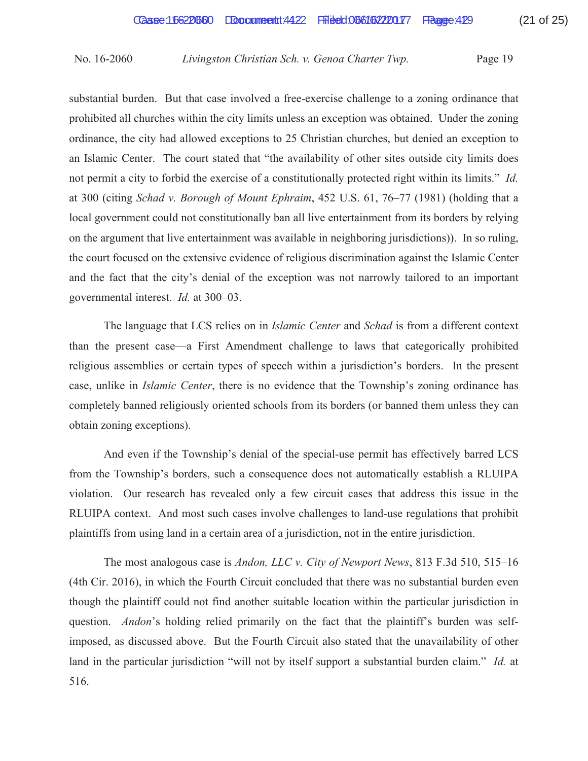substantial burden. But that case involved a free-exercise challenge to a zoning ordinance that prohibited all churches within the city limits unless an exception was obtained. Under the zoning ordinance, the city had allowed exceptions to 25 Christian churches, but denied an exception to an Islamic Center. The court stated that "the availability of other sites outside city limits does not permit a city to forbid the exercise of a constitutionally protected right within its limits." *Id.* at 300 (citing *Schad v. Borough of Mount Ephraim*, 452 U.S. 61, 76–77 (1981) (holding that a local government could not constitutionally ban all live entertainment from its borders by relying on the argument that live entertainment was available in neighboring jurisdictions)). In so ruling, the court focused on the extensive evidence of religious discrimination against the Islamic Center and the fact that the city's denial of the exception was not narrowly tailored to an important governmental interest. *Id.* at 300–03.

The language that LCS relies on in *Islamic Center* and *Schad* is from a different context than the present case—a First Amendment challenge to laws that categorically prohibited religious assemblies or certain types of speech within a jurisdiction's borders. In the present case, unlike in *Islamic Center*, there is no evidence that the Township's zoning ordinance has completely banned religiously oriented schools from its borders (or banned them unless they can obtain zoning exceptions).

And even if the Township's denial of the special-use permit has effectively barred LCS from the Township's borders, such a consequence does not automatically establish a RLUIPA violation. Our research has revealed only a few circuit cases that address this issue in the RLUIPA context. And most such cases involve challenges to land-use regulations that prohibit plaintiffs from using land in a certain area of a jurisdiction, not in the entire jurisdiction.

The most analogous case is *Andon, LLC v. City of Newport News*, 813 F.3d 510, 515–16 (4th Cir. 2016), in which the Fourth Circuit concluded that there was no substantial burden even though the plaintiff could not find another suitable location within the particular jurisdiction in question. *Andon*'s holding relied primarily on the fact that the plaintiff's burden was self-imposed, as discussed above. But the Fourth Circuit also stated that the unavailability of other land in the particular jurisdiction "will not by itself support a substantial burden claim." *Id.* at 516.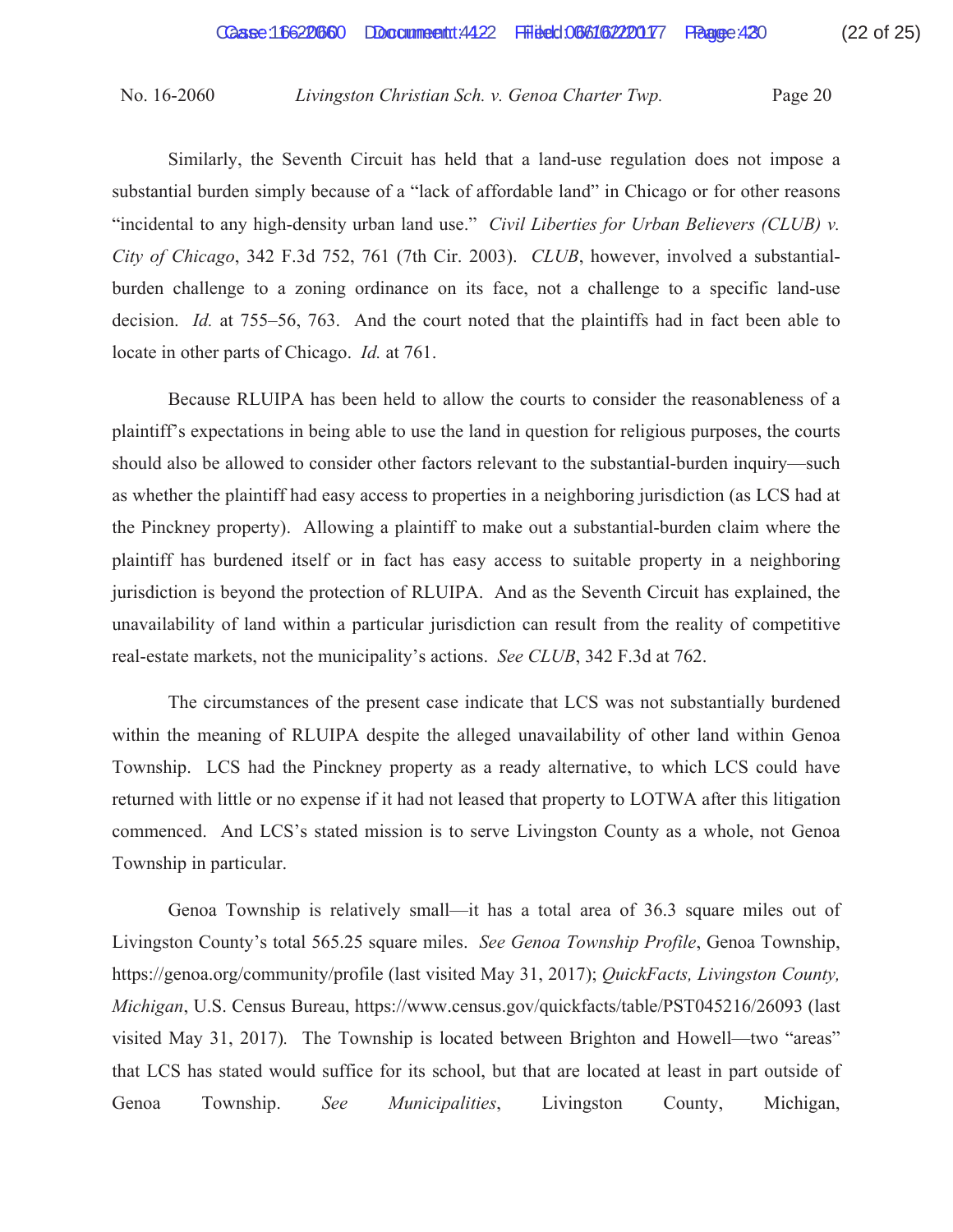Similarly, the Seventh Circuit has held that a land-use regulation does not impose a substantial burden simply because of a "lack of affordable land" in Chicago or for other reasons "incidental to any high-density urban land use." *Civil Liberties for Urban Believers (CLUB) v. City of Chicago*, 342 F.3d 752, 761 (7th Cir. 2003). *CLUB*, however, involved a substantial-burden challenge to a zoning ordinance on its face, not a challenge to a specific land-use decision. *Id.* at 755–56, 763. And the court noted that the plaintiffs had in fact been able to locate in other parts of Chicago. *Id.* at 761.

Because RLUIPA has been held to allow the courts to consider the reasonableness of a plaintiff's expectations in being able to use the land in question for religious purposes, the courts should also be allowed to consider other factors relevant to the substantial-burden inquiry—such as whether the plaintiff had easy access to properties in a neighboring jurisdiction (as LCS had at the Pinckney property). Allowing a plaintiff to make out a substantial-burden claim where the plaintiff has burdened itself or in fact has easy access to suitable property in a neighboring jurisdiction is beyond the protection of RLUIPA. And as the Seventh Circuit has explained, the unavailability of land within a particular jurisdiction can result from the reality of competitive real-estate markets, not the municipality's actions. *See CLUB*, 342 F.3d at 762.

The circumstances of the present case indicate that LCS was not substantially burdened within the meaning of RLUIPA despite the alleged unavailability of other land within Genoa Township. LCS had the Pinckney property as a ready alternative, to which LCS could have returned with little or no expense if it had not leased that property to LOTWA after this litigation commenced. And LCS's stated mission is to serve Livingston County as a whole, not Genoa Township in particular.

Genoa Township is relatively small—it has a total area of 36.3 square miles out of Livingston County's total 565.25 square miles. *See Genoa Township Profile*, Genoa Township, https://genoa.org/community/profile (last visited May 31, 2017); *QuickFacts, Livingston County, Michigan*, U.S. Census Bureau, https://www.census.gov/quickfacts/table/PST045216/26093 (last visited May 31, 2017). The Township is located between Brighton and Howell—two "areas" that LCS has stated would suffice for its school, but that are located at least in part outside of Genoa Township. *See Municipalities*, Livingston County, Michigan,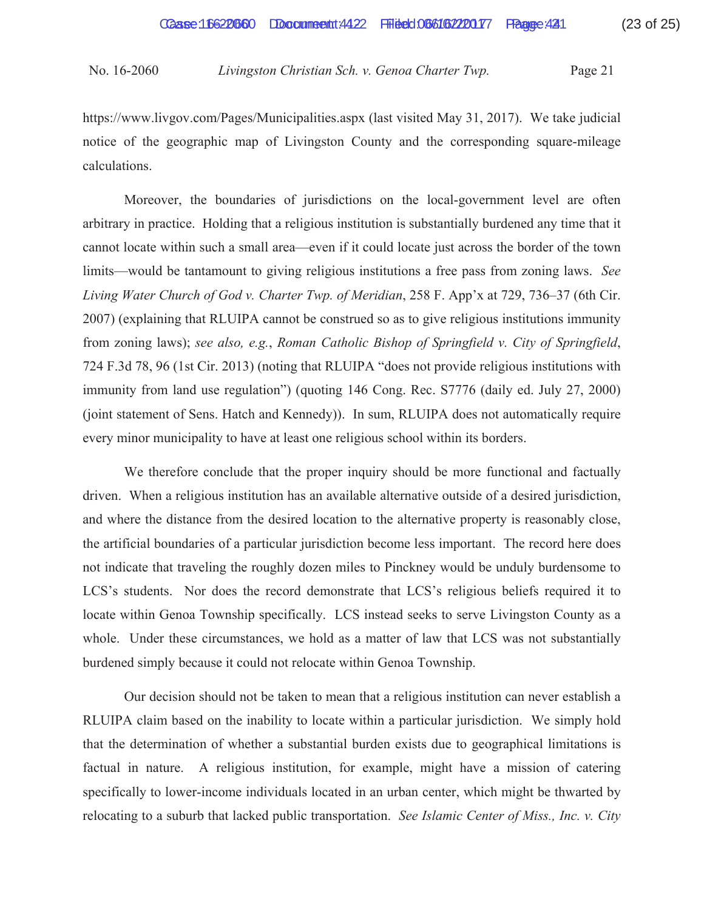https://www.livgov.com/Pages/Municipalities.aspx (last visited May 31, 2017). We take judicial notice of the geographic map of Livingston County and the corresponding square-mileage calculations.

Moreover, the boundaries of jurisdictions on the local-government level are often arbitrary in practice. Holding that a religious institution is substantially burdened any time that it cannot locate within such a small area—even if it could locate just across the border of the town limits—would be tantamount to giving religious institutions a free pass from zoning laws. *See Living Water Church of God v. Charter Twp. of Meridian*, 258 F. App'x at 729, 736–37 (6th Cir. 2007) (explaining that RLUIPA cannot be construed so as to give religious institutions immunity from zoning laws); *see also, e.g.*, *Roman Catholic Bishop of Springfield v. City of Springfield*, 724 F.3d 78, 96 (1st Cir. 2013) (noting that RLUIPA "does not provide religious institutions with immunity from land use regulation") (quoting 146 Cong. Rec. S7776 (daily ed. July 27, 2000) (joint statement of Sens. Hatch and Kennedy)). In sum, RLUIPA does not automatically require every minor municipality to have at least one religious school within its borders.

We therefore conclude that the proper inquiry should be more functional and factually driven. When a religious institution has an available alternative outside of a desired jurisdiction, and where the distance from the desired location to the alternative property is reasonably close, the artificial boundaries of a particular jurisdiction become less important. The record here does not indicate that traveling the roughly dozen miles to Pinckney would be unduly burdensome to LCS's students. Nor does the record demonstrate that LCS's religious beliefs required it to locate within Genoa Township specifically. LCS instead seeks to serve Livingston County as a whole. Under these circumstances, we hold as a matter of law that LCS was not substantially burdened simply because it could not relocate within Genoa Township.

Our decision should not be taken to mean that a religious institution can never establish a RLUIPA claim based on the inability to locate within a particular jurisdiction. We simply hold that the determination of whether a substantial burden exists due to geographical limitations is factual in nature. A religious institution, for example, might have a mission of catering specifically to lower-income individuals located in an urban center, which might be thwarted by relocating to a suburb that lacked public transportation. *See Islamic Center of Miss., Inc. v. City*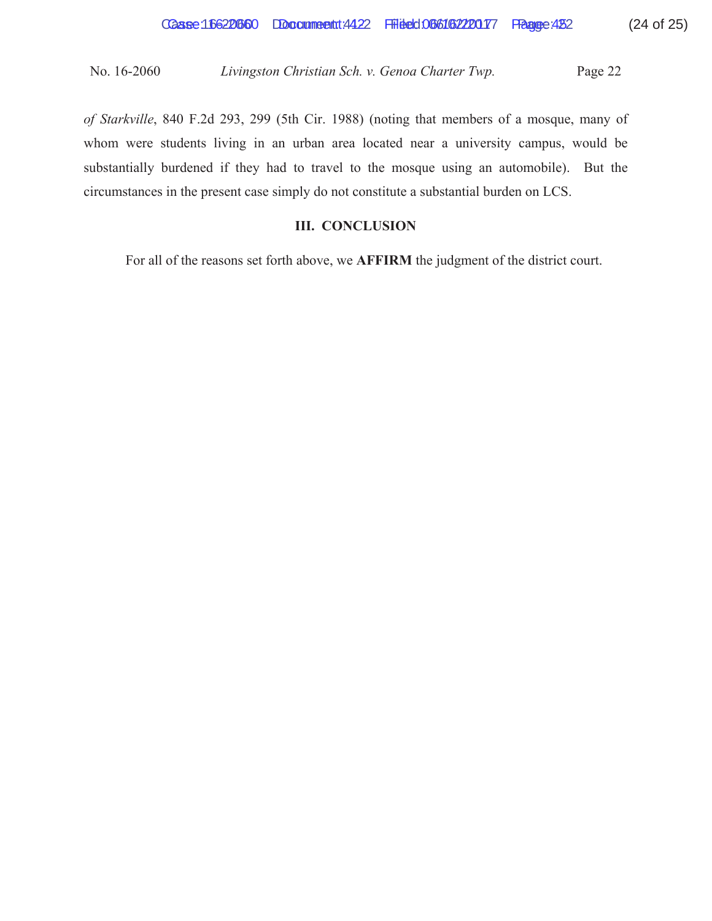*of Starkville*, 840 F.2d 293, 299 (5th Cir. 1988) (noting that members of a mosque, many of whom were students living in an urban area located near a university campus, would be substantially burdened if they had to travel to the mosque using an automobile). But the circumstances in the present case simply do not constitute a substantial burden on LCS.

## III. CONCLUSION

For all of the reasons set forth above, we **AFFIRM** the judgment of the district court.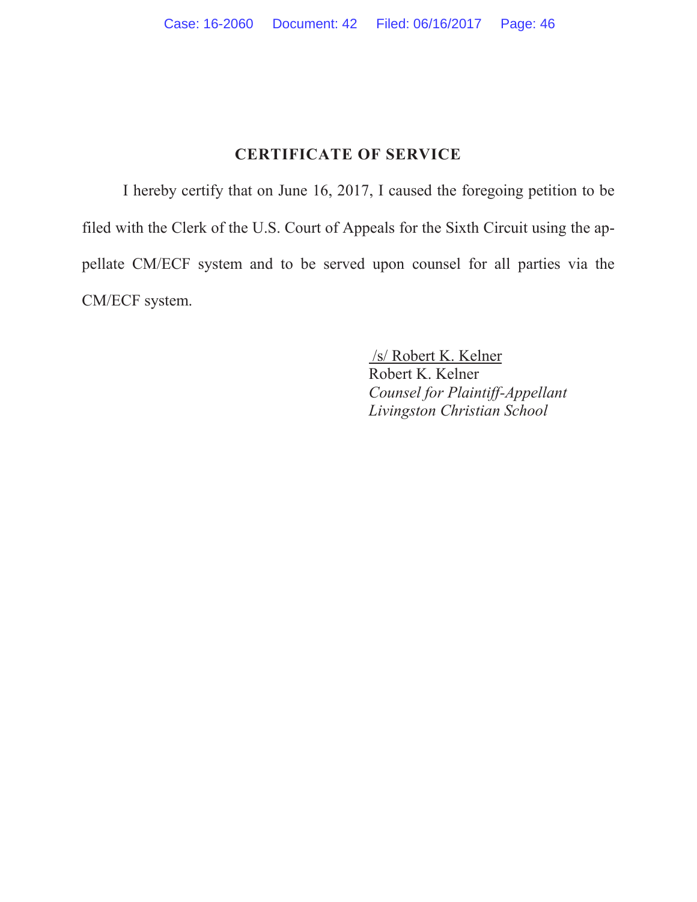## CERTIFICATE OF SERVICE

I hereby certify that on June 16, 2017, I caused the foregoing petition to be filed with the Clerk of the U.S. Court of Appeals for the Sixth Circuit using the appellate CM/ECF system and to be served upon counsel for all parties via the CM/ECF system.

/s/ Robert K. Kelner
Robert K. Kelner
*Counsel for Plaintiff-Appellant*
*Livingston Christian School*